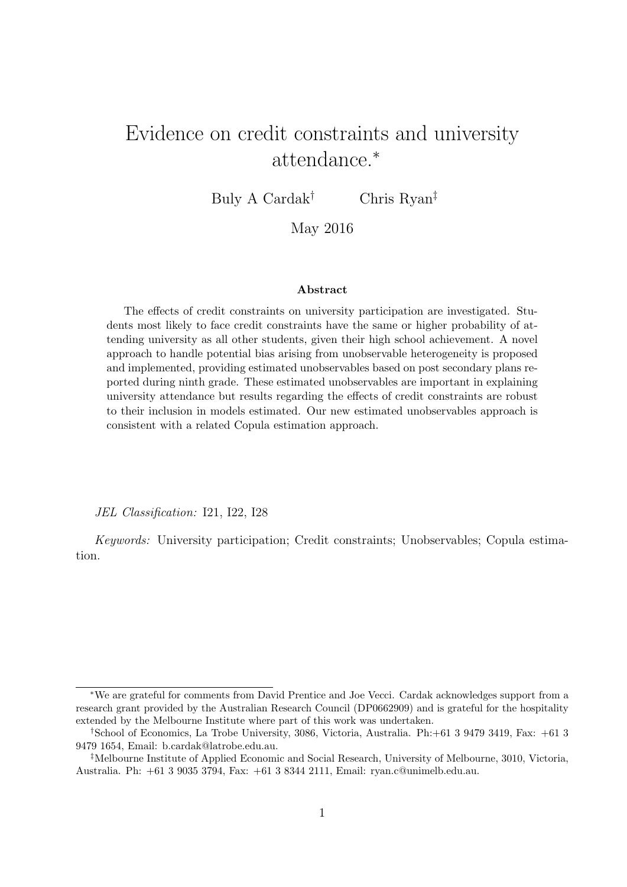# Evidence on credit constraints and university attendance.*

Buly A Cardak[†] Chris Ryan[‡]

May 2016

### Abstract

The effects of credit constraints on university participation are investigated. Students most likely to face credit constraints have the same or higher probability of attending university as all other students, given their high school achievement. A novel approach to handle potential bias arising from unobservable heterogeneity is proposed and implemented, providing estimated unobservables based on post secondary plans reported during ninth grade. These estimated unobservables are important in explaining university attendance but results regarding the effects of credit constraints are robust to their inclusion in models estimated. Our new estimated unobservables approach is consistent with a related Copula estimation approach.

*JEL Classification:* I21, I22, I28

*Keywords:* University participation; Credit constraints; Unobservables; Copula estimation.

---

*We are grateful for comments from David Prentice and Joe Vecci. Cardak acknowledges support from a research grant provided by the Australian Research Council (DP0662909) and is grateful for the hospitality extended by the Melbourne Institute where part of this work was undertaken.

[†]School of Economics, La Trobe University, 3086, Victoria, Australia. Ph:+61 3 9479 3419, Fax: +61 3 9479 1654, Email: b.cardak@latrobe.edu.au.

[‡]Melbourne Institute of Applied Economic and Social Research, University of Melbourne, 3010, Victoria, Australia. Ph: +61 3 9035 3794, Fax: +61 3 8344 2111, Email: ryan.c@unimelb.edu.au.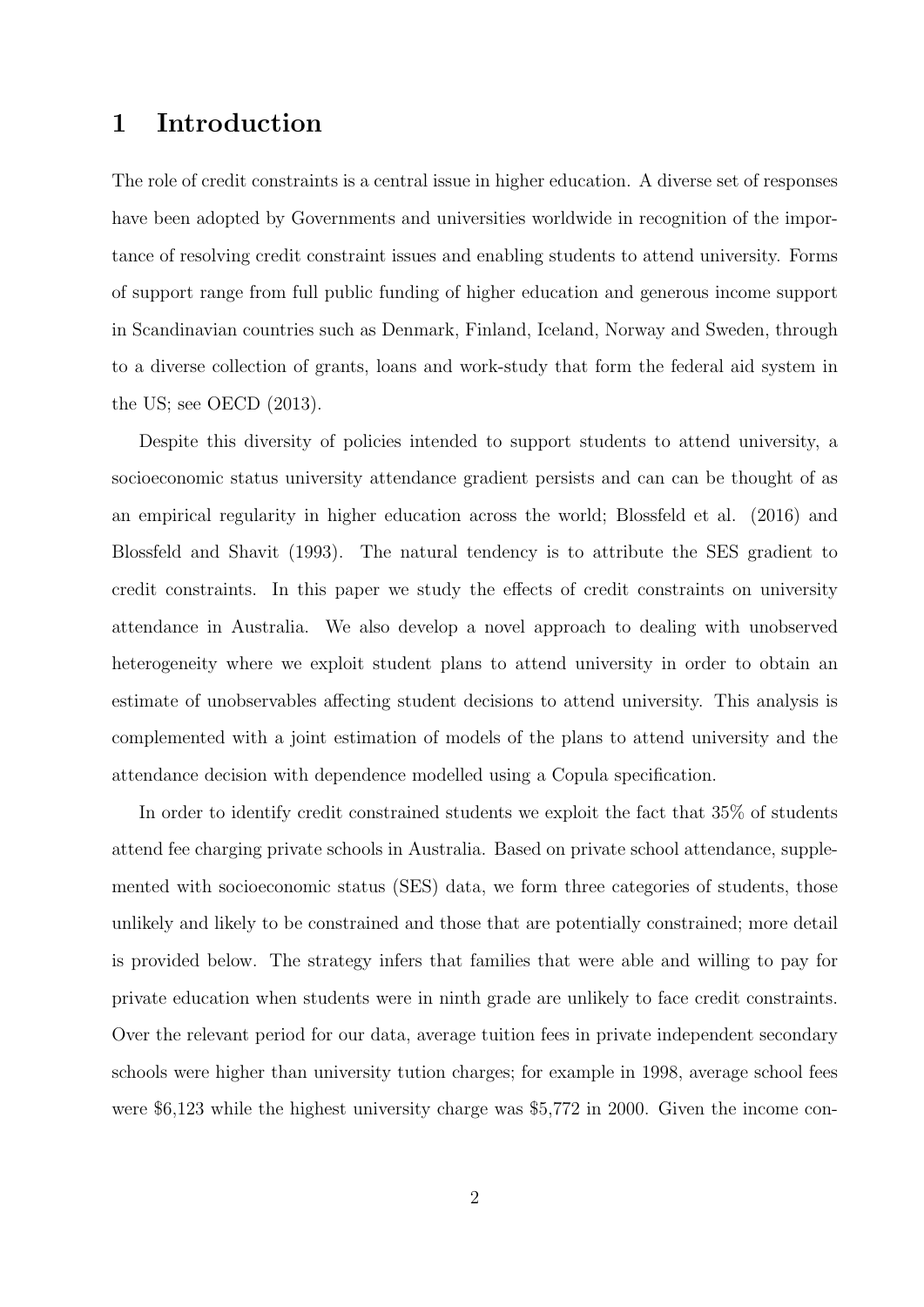# 1 Introduction

The role of credit constraints is a central issue in higher education. A diverse set of responses have been adopted by Governments and universities worldwide in recognition of the importance of resolving credit constraint issues and enabling students to attend university. Forms of support range from full public funding of higher education and generous income support in Scandinavian countries such as Denmark, Finland, Iceland, Norway and Sweden, through to a diverse collection of grants, loans and work-study that form the federal aid system in the US; see OECD (2013).

Despite this diversity of policies intended to support students to attend university, a socioeconomic status university attendance gradient persists and can can be thought of as an empirical regularity in higher education across the world; Blossfeld et al. (2016) and Blossfeld and Shavit (1993). The natural tendency is to attribute the SES gradient to credit constraints. In this paper we study the effects of credit constraints on university attendance in Australia. We also develop a novel approach to dealing with unobserved heterogeneity where we exploit student plans to attend university in order to obtain an estimate of unobservables affecting student decisions to attend university. This analysis is complemented with a joint estimation of models of the plans to attend university and the attendance decision with dependence modelled using a Copula specification.

In order to identify credit constrained students we exploit the fact that 35% of students attend fee charging private schools in Australia. Based on private school attendance, supplemented with socioeconomic status (SES) data, we form three categories of students, those unlikely and likely to be constrained and those that are potentially constrained; more detail is provided below. The strategy infers that families that were able and willing to pay for private education when students were in ninth grade are unlikely to face credit constraints. Over the relevant period for our data, average tuition fees in private independent secondary schools were higher than university tution charges; for example in 1998, average school fees were $6,123 while the highest university charge was $5,772 in 2000. Given the income con-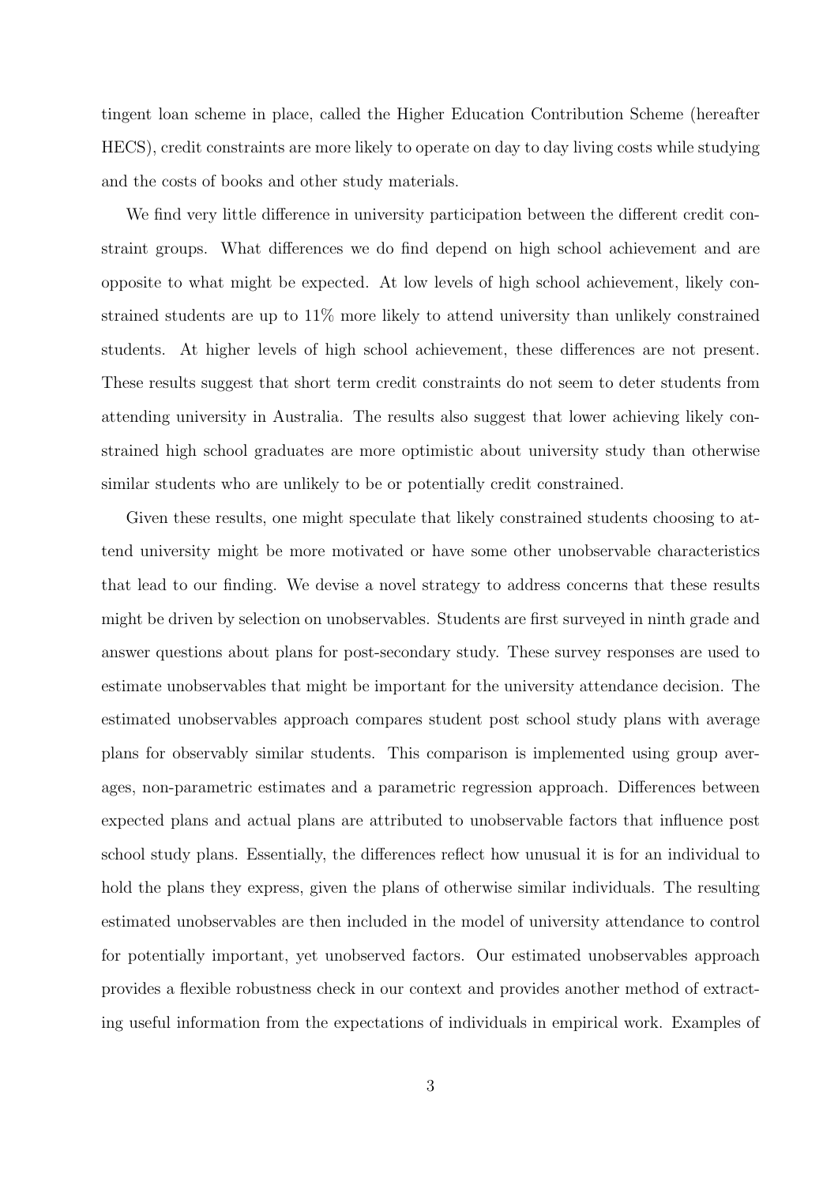tingent loan scheme in place, called the Higher Education Contribution Scheme (hereafter HECS), credit constraints are more likely to operate on day to day living costs while studying and the costs of books and other study materials.

We find very little difference in university participation between the different credit constraint groups. What differences we do find depend on high school achievement and are opposite to what might be expected. At low levels of high school achievement, likely constrained students are up to 11% more likely to attend university than unlikely constrained students. At higher levels of high school achievement, these differences are not present. These results suggest that short term credit constraints do not seem to deter students from attending university in Australia. The results also suggest that lower achieving likely constrained high school graduates are more optimistic about university study than otherwise similar students who are unlikely to be or potentially credit constrained.

Given these results, one might speculate that likely constrained students choosing to attend university might be more motivated or have some other unobservable characteristics that lead to our finding. We devise a novel strategy to address concerns that these results might be driven by selection on unobservables. Students are first surveyed in ninth grade and answer questions about plans for post-secondary study. These survey responses are used to estimate unobservables that might be important for the university attendance decision. The estimated unobservables approach compares student post school study plans with average plans for observably similar students. This comparison is implemented using group averages, non-parametric estimates and a parametric regression approach. Differences between expected plans and actual plans are attributed to unobservable factors that influence post school study plans. Essentially, the differences reflect how unusual it is for an individual to hold the plans they express, given the plans of otherwise similar individuals. The resulting estimated unobservables are then included in the model of university attendance to control for potentially important, yet unobserved factors. Our estimated unobservables approach provides a flexible robustness check in our context and provides another method of extracting useful information from the expectations of individuals in empirical work. Examples of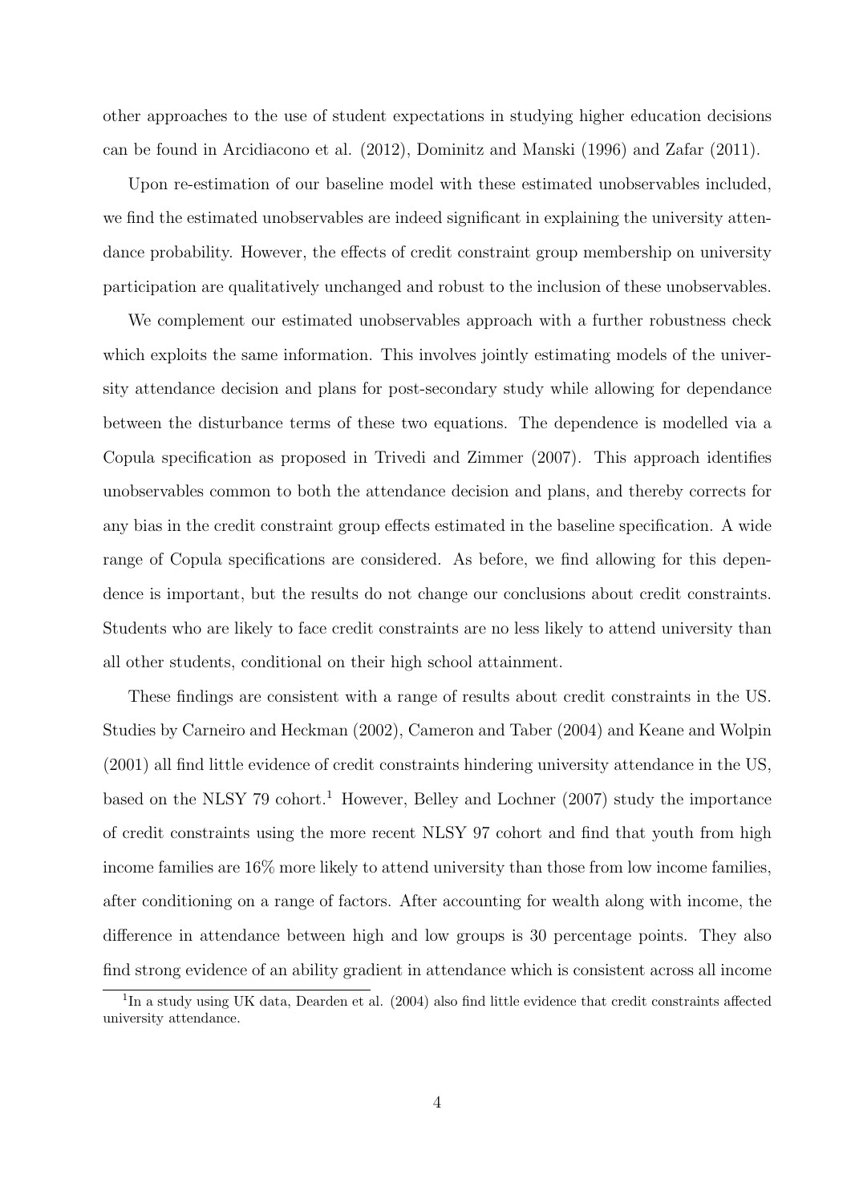other approaches to the use of student expectations in studying higher education decisions can be found in Arcidiacono et al. (2012), Dominitz and Manski (1996) and Zafar (2011).

Upon re-estimation of our baseline model with these estimated unobservables included, we find the estimated unobservables are indeed significant in explaining the university attendance probability. However, the effects of credit constraint group membership on university participation are qualitatively unchanged and robust to the inclusion of these unobservables.

We complement our estimated unobservables approach with a further robustness check which exploits the same information. This involves jointly estimating models of the university attendance decision and plans for post-secondary study while allowing for dependance between the disturbance terms of these two equations. The dependence is modelled via a Copula specification as proposed in Trivedi and Zimmer (2007). This approach identifies unobservables common to both the attendance decision and plans, and thereby corrects for any bias in the credit constraint group effects estimated in the baseline specification. A wide range of Copula specifications are considered. As before, we find allowing for this dependence is important, but the results do not change our conclusions about credit constraints. Students who are likely to face credit constraints are no less likely to attend university than all other students, conditional on their high school attainment.

These findings are consistent with a range of results about credit constraints in the US. Studies by Carneiro and Heckman (2002), Cameron and Taber (2004) and Keane and Wolpin (2001) all find little evidence of credit constraints hindering university attendance in the US, based on the NLSY 79 cohort.[1] However, Belley and Lochner (2007) study the importance of credit constraints using the more recent NLSY 97 cohort and find that youth from high income families are 16% more likely to attend university than those from low income families, after conditioning on a range of factors. After accounting for wealth along with income, the difference in attendance between high and low groups is 30 percentage points. They also find strong evidence of an ability gradient in attendance which is consistent across all income

[1] In a study using UK data, Dearden et al. (2004) also find little evidence that credit constraints affected university attendance.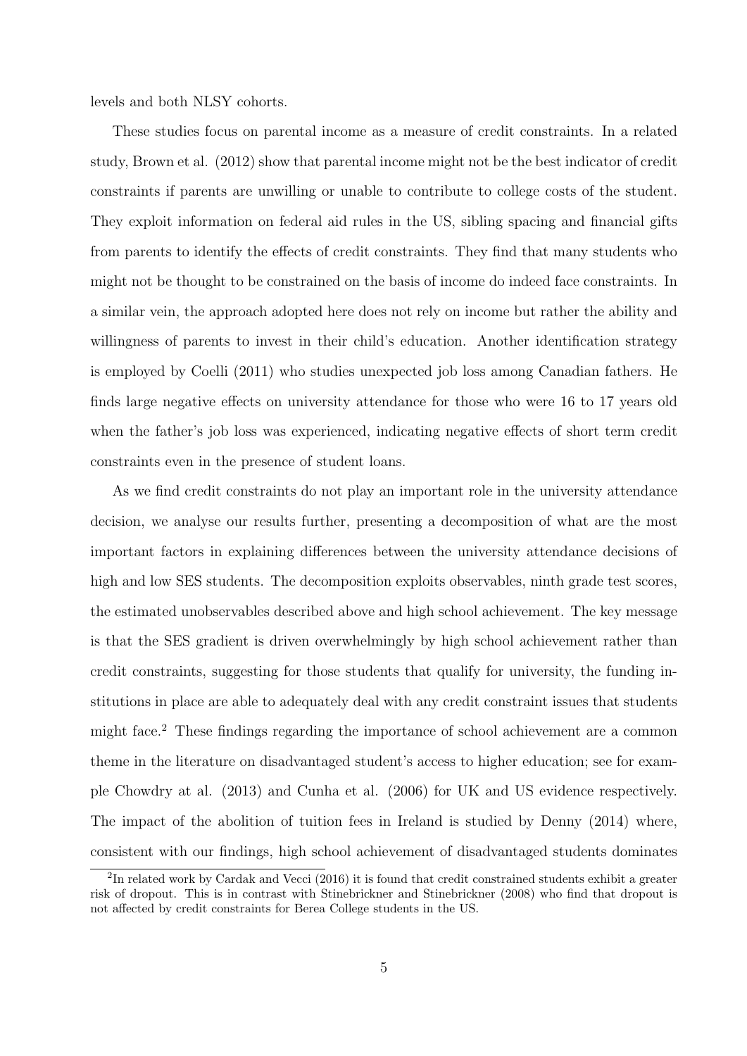levels and both NLSY cohorts.

These studies focus on parental income as a measure of credit constraints. In a related study, Brown et al. (2012) show that parental income might not be the best indicator of credit constraints if parents are unwilling or unable to contribute to college costs of the student. They exploit information on federal aid rules in the US, sibling spacing and financial gifts from parents to identify the effects of credit constraints. They find that many students who might not be thought to be constrained on the basis of income do indeed face constraints. In a similar vein, the approach adopted here does not rely on income but rather the ability and willingness of parents to invest in their child's education. Another identification strategy is employed by Coelli (2011) who studies unexpected job loss among Canadian fathers. He finds large negative effects on university attendance for those who were 16 to 17 years old when the father's job loss was experienced, indicating negative effects of short term credit constraints even in the presence of student loans.

As we find credit constraints do not play an important role in the university attendance decision, we analyse our results further, presenting a decomposition of what are the most important factors in explaining differences between the university attendance decisions of high and low SES students. The decomposition exploits observables, ninth grade test scores, the estimated unobservables described above and high school achievement. The key message is that the SES gradient is driven overwhelmingly by high school achievement rather than credit constraints, suggesting for those students that qualify for university, the funding institutions in place are able to adequately deal with any credit constraint issues that students might face.[2] These findings regarding the importance of school achievement are a common theme in the literature on disadvantaged student's access to higher education; see for example Chowdry at al. (2013) and Cunha et al. (2006) for UK and US evidence respectively. The impact of the abolition of tuition fees in Ireland is studied by Denny (2014) where, consistent with our findings, high school achievement of disadvantaged students dominates

[2] In related work by Cardak and Vecci (2016) it is found that credit constrained students exhibit a greater risk of dropout. This is in contrast with Stinebrickner and Stinebrickner (2008) who find that dropout is not affected by credit constraints for Berea College students in the US.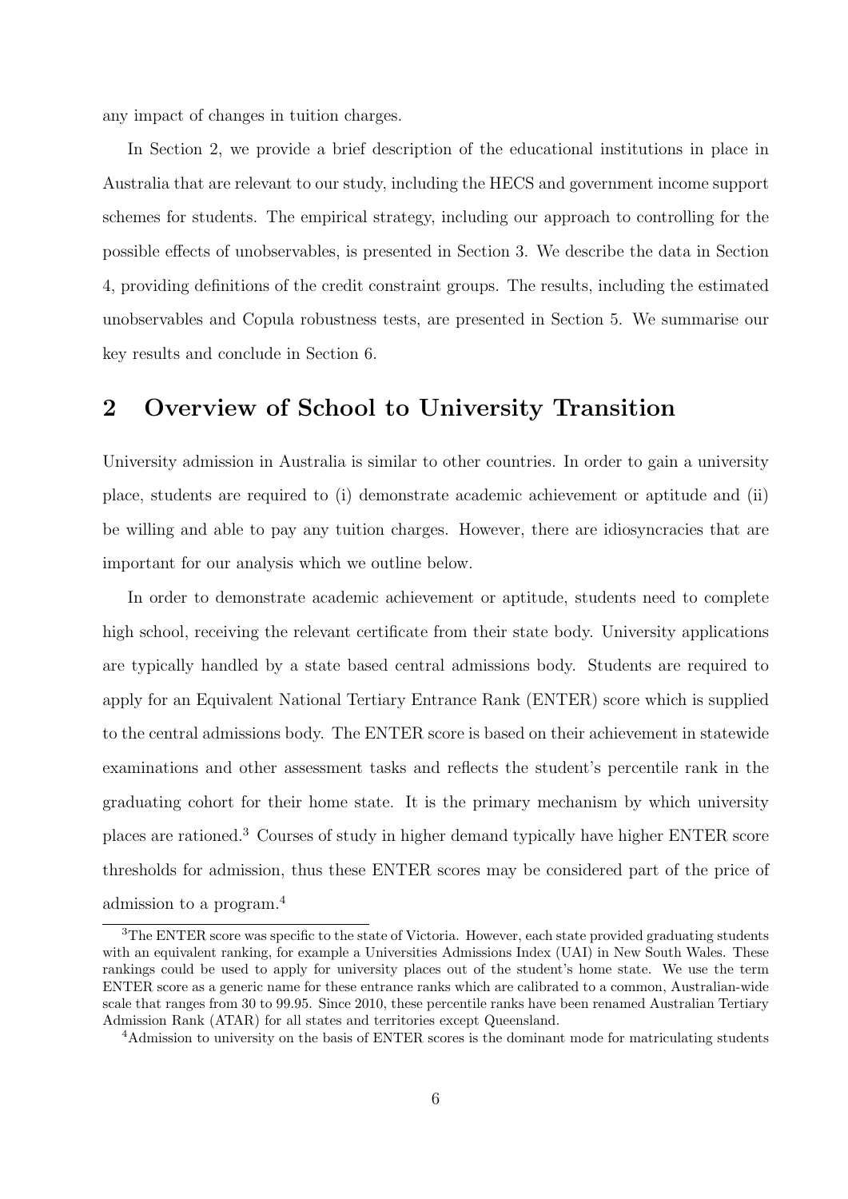any impact of changes in tuition charges.

In Section 2, we provide a brief description of the educational institutions in place in Australia that are relevant to our study, including the HECS and government income support schemes for students. The empirical strategy, including our approach to controlling for the possible effects of unobservables, is presented in Section 3. We describe the data in Section 4, providing definitions of the credit constraint groups. The results, including the estimated unobservables and Copula robustness tests, are presented in Section 5. We summarise our key results and conclude in Section 6.

## 2 Overview of School to University Transition

University admission in Australia is similar to other countries. In order to gain a university place, students are required to (i) demonstrate academic achievement or aptitude and (ii) be willing and able to pay any tuition charges. However, there are idiosyncracies that are important for our analysis which we outline below.

In order to demonstrate academic achievement or aptitude, students need to complete high school, receiving the relevant certificate from their state body. University applications are typically handled by a state based central admissions body. Students are required to apply for an Equivalent National Tertiary Entrance Rank (ENTER) score which is supplied to the central admissions body. The ENTER score is based on their achievement in statewide examinations and other assessment tasks and reflects the student's percentile rank in the graduating cohort for their home state. It is the primary mechanism by which university places are rationed.[3] Courses of study in higher demand typically have higher ENTER score thresholds for admission, thus these ENTER scores may be considered part of the price of admission to a program.[4]

[3]The ENTER score was specific to the state of Victoria. However, each state provided graduating students with an equivalent ranking, for example a Universities Admissions Index (UAI) in New South Wales. These rankings could be used to apply for university places out of the student's home state. We use the term ENTER score as a generic name for these entrance ranks which are calibrated to a common, Australian-wide scale that ranges from 30 to 99.95. Since 2010, these percentile ranks have been renamed Australian Tertiary Admission Rank (ATAR) for all states and territories except Queensland.

[4]Admission to university on the basis of ENTER scores is the dominant mode for matriculating students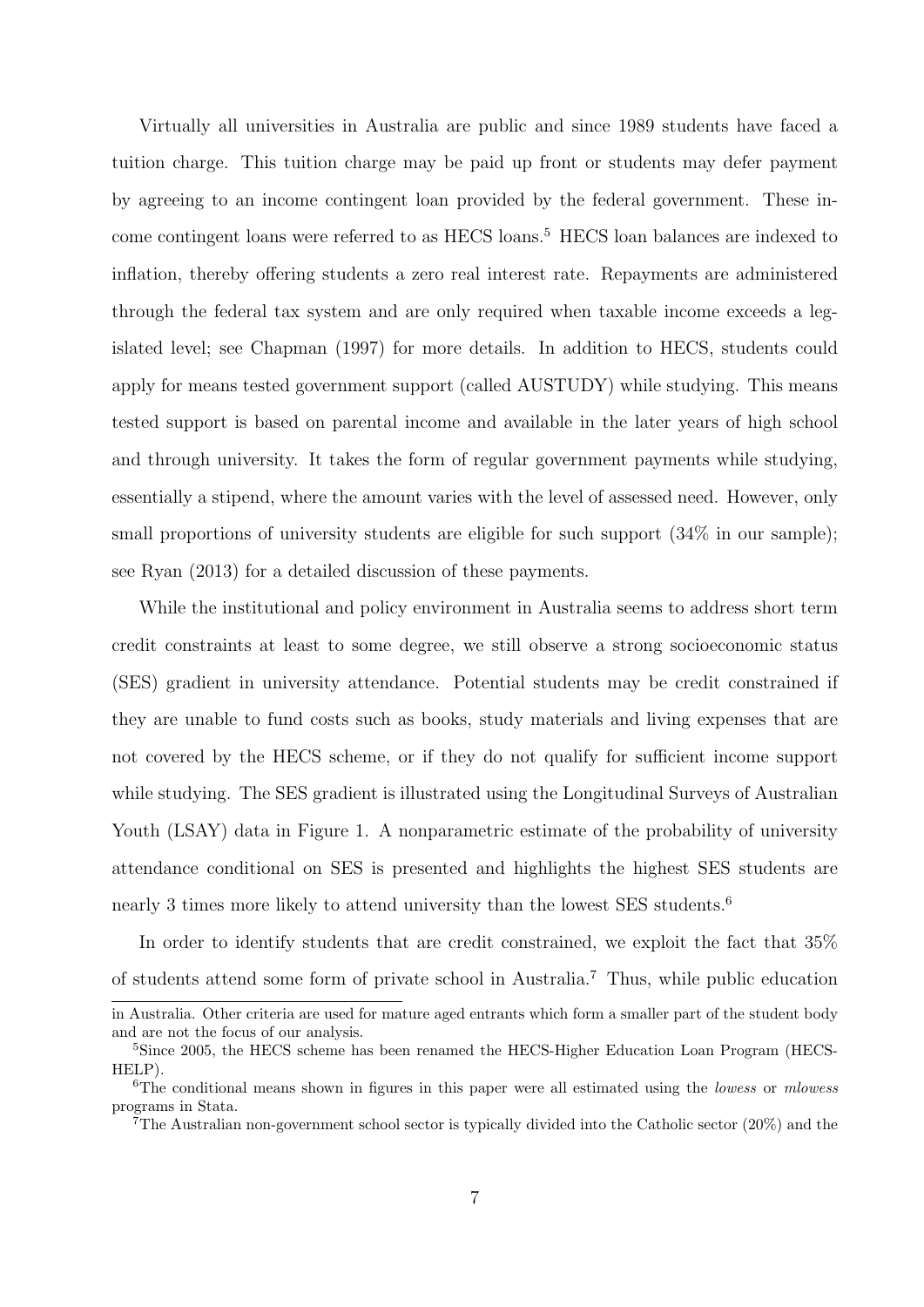Virtually all universities in Australia are public and since 1989 students have faced a tuition charge. This tuition charge may be paid up front or students may defer payment by agreeing to an income contingent loan provided by the federal government. These income contingent loans were referred to as HECS loans.[5] HECS loan balances are indexed to inflation, thereby offering students a zero real interest rate. Repayments are administered through the federal tax system and are only required when taxable income exceeds a legislated level; see Chapman (1997) for more details. In addition to HECS, students could apply for means tested government support (called AUSTUDY) while studying. This means tested support is based on parental income and available in the later years of high school and through university. It takes the form of regular government payments while studying, essentially a stipend, where the amount varies with the level of assessed need. However, only small proportions of university students are eligible for such support (34% in our sample); see Ryan (2013) for a detailed discussion of these payments.

While the institutional and policy environment in Australia seems to address short term credit constraints at least to some degree, we still observe a strong socioeconomic status (SES) gradient in university attendance. Potential students may be credit constrained if they are unable to fund costs such as books, study materials and living expenses that are not covered by the HECS scheme, or if they do not qualify for sufficient income support while studying. The SES gradient is illustrated using the Longitudinal Surveys of Australian Youth (LSAY) data in Figure 1. A nonparametric estimate of the probability of university attendance conditional on SES is presented and highlights the highest SES students are nearly 3 times more likely to attend university than the lowest SES students.[6]

In order to identify students that are credit constrained, we exploit the fact that 35% of students attend some form of private school in Australia.[7] Thus, while public education

in Australia. Other criteria are used for mature aged entrants which form a smaller part of the student body and are not the focus of our analysis.

[5] Since 2005, the HECS scheme has been renamed the HECS-Higher Education Loan Program (HECS-HELP).

[6] The conditional means shown in figures in this paper were all estimated using the *lowess* or *mlowess* programs in Stata.

[7] The Australian non-government school sector is typically divided into the Catholic sector (20%) and the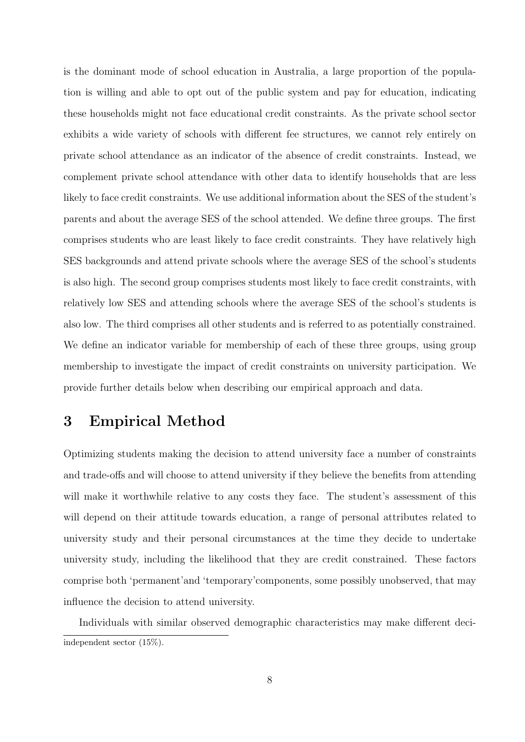is the dominant mode of school education in Australia, a large proportion of the population is willing and able to opt out of the public system and pay for education, indicating these households might not face educational credit constraints. As the private school sector exhibits a wide variety of schools with different fee structures, we cannot rely entirely on private school attendance as an indicator of the absence of credit constraints. Instead, we complement private school attendance with other data to identify households that are less likely to face credit constraints. We use additional information about the SES of the student's parents and about the average SES of the school attended. We define three groups. The first comprises students who are least likely to face credit constraints. They have relatively high SES backgrounds and attend private schools where the average SES of the school's students is also high. The second group comprises students most likely to face credit constraints, with relatively low SES and attending schools where the average SES of the school's students is also low. The third comprises all other students and is referred to as potentially constrained. We define an indicator variable for membership of each of these three groups, using group membership to investigate the impact of credit constraints on university participation. We provide further details below when describing our empirical approach and data.

## 3 Empirical Method

Optimizing students making the decision to attend university face a number of constraints and trade-offs and will choose to attend university if they believe the benefits from attending will make it worthwhile relative to any costs they face. The student's assessment of this will depend on their attitude towards education, a range of personal attributes related to university study and their personal circumstances at the time they decide to undertake university study, including the likelihood that they are credit constrained. These factors comprise both 'permanent'and 'temporary'components, some possibly unobserved, that may influence the decision to attend university.

Individuals with similar observed demographic characteristics may make different deci-

independent sector (15%).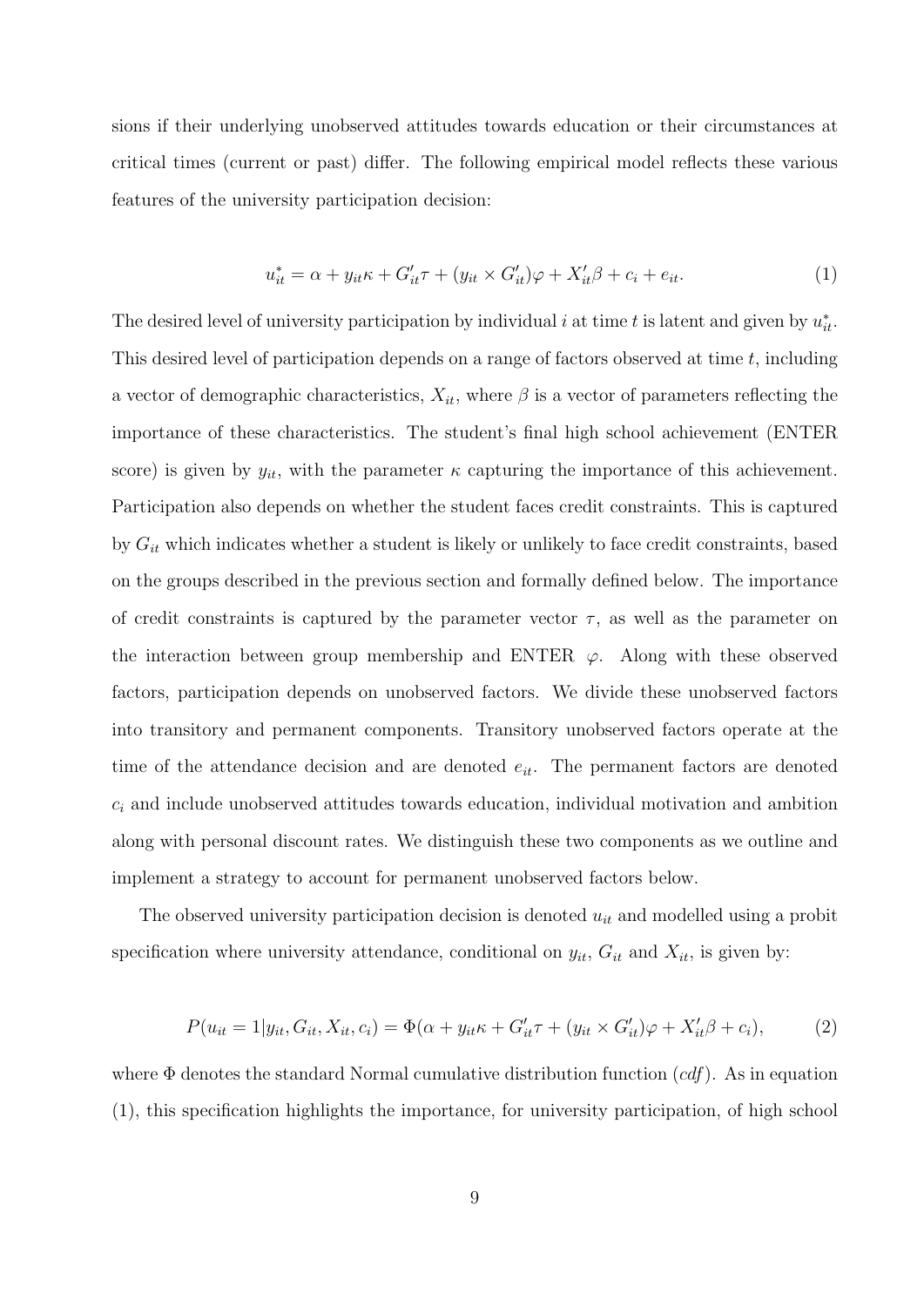sions if their underlying unobserved attitudes towards education or their circumstances at critical times (current or past) differ. The following empirical model reflects these various features of the university participation decision:

$$u^*_{it} = \alpha + y_{it}\kappa + G'_{it}\tau + (y_{it} \times G'_{it})\varphi + X'_{it}\beta + c_i + e_{it}. \tag{1}$$

The desired level of university participation by individual $i$ at time $t$ is latent and given by $u^*_{it}$. This desired level of participation depends on a range of factors observed at time $t$, including a vector of demographic characteristics, $X_{it}$, where $\beta$ is a vector of parameters reflecting the importance of these characteristics. The student's final high school achievement (ENTER score) is given by $y_{it}$, with the parameter $\kappa$ capturing the importance of this achievement. Participation also depends on whether the student faces credit constraints. This is captured by $G_{it}$ which indicates whether a student is likely or unlikely to face credit constraints, based on the groups described in the previous section and formally defined below. The importance of credit constraints is captured by the parameter vector $\tau$, as well as the parameter on the interaction between group membership and ENTER $\varphi$. Along with these observed factors, participation depends on unobserved factors. We divide these unobserved factors into transitory and permanent components. Transitory unobserved factors operate at the time of the attendance decision and are denoted $e_{it}$. The permanent factors are denoted $c_i$ and include unobserved attitudes towards education, individual motivation and ambition along with personal discount rates. We distinguish these two components as we outline and implement a strategy to account for permanent unobserved factors below.

The observed university participation decision is denoted $u_{it}$ and modelled using a probit specification where university attendance, conditional on $y_{it}$, $G_{it}$ and $X_{it}$, is given by:

$$P(u_{it} = 1 | y_{it}, G_{it}, X_{it}, c_i) = \Phi(\alpha + y_{it}\kappa + G'_{it}\tau + (y_{it} \times G'_{it})\varphi + X'_{it}\beta + c_i), \tag{2}$$

where $\Phi$ denotes the standard Normal cumulative distribution function (*cdf*). As in equation (1), this specification highlights the importance, for university participation, of high school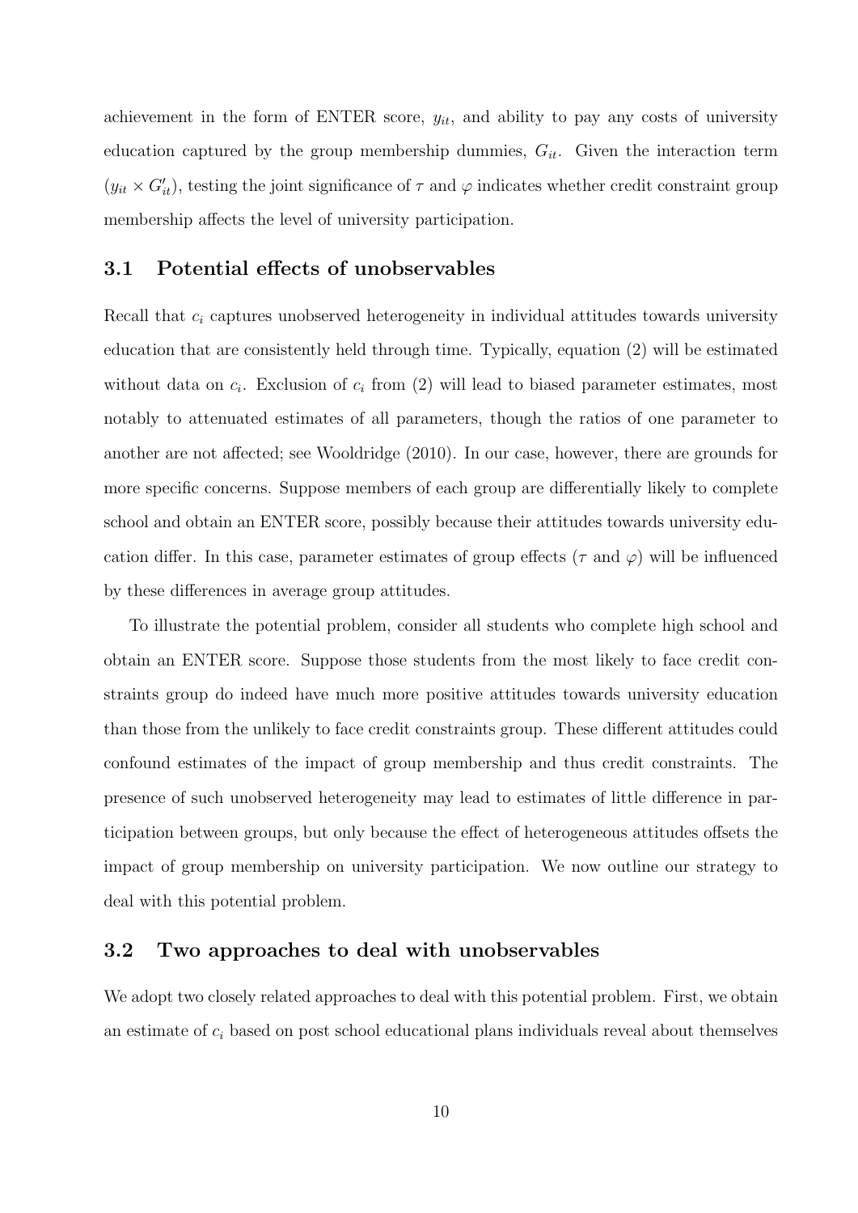achievement in the form of ENTER score, $y_{it}$, and ability to pay any costs of university education captured by the group membership dummies, $G_{it}$. Given the interaction term $(y_{it} \times G'_{it})$, testing the joint significance of $\tau$ and $\varphi$ indicates whether credit constraint group membership affects the level of university participation.

## 3.1 Potential effects of unobservables

Recall that $c_i$ captures unobserved heterogeneity in individual attitudes towards university education that are consistently held through time. Typically, equation (2) will be estimated without data on $c_i$. Exclusion of $c_i$ from (2) will lead to biased parameter estimates, most notably to attenuated estimates of all parameters, though the ratios of one parameter to another are not affected; see Wooldridge (2010). In our case, however, there are grounds for more specific concerns. Suppose members of each group are differentially likely to complete school and obtain an ENTER score, possibly because their attitudes towards university education differ. In this case, parameter estimates of group effects ($\tau$ and $\varphi$) will be influenced by these differences in average group attitudes.

To illustrate the potential problem, consider all students who complete high school and obtain an ENTER score. Suppose those students from the most likely to face credit constraints group do indeed have much more positive attitudes towards university education than those from the unlikely to face credit constraints group. These different attitudes could confound estimates of the impact of group membership and thus credit constraints. The presence of such unobserved heterogeneity may lead to estimates of little difference in participation between groups, but only because the effect of heterogeneous attitudes offsets the impact of group membership on university participation. We now outline our strategy to deal with this potential problem.

## 3.2 Two approaches to deal with unobservables

We adopt two closely related approaches to deal with this potential problem. First, we obtain an estimate of $c_i$ based on post school educational plans individuals reveal about themselves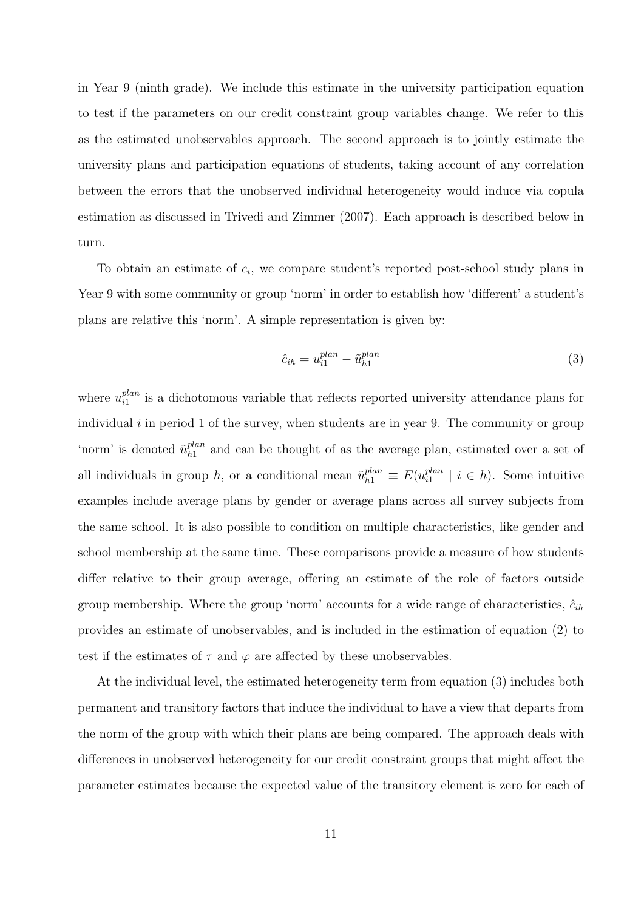in Year 9 (ninth grade). We include this estimate in the university participation equation to test if the parameters on our credit constraint group variables change. We refer to this as the estimated unobservables approach. The second approach is to jointly estimate the university plans and participation equations of students, taking account of any correlation between the errors that the unobserved individual heterogeneity would induce via copula estimation as discussed in Trivedi and Zimmer (2007). Each approach is described below in turn.

To obtain an estimate of $c_i$, we compare student's reported post-school study plans in Year 9 with some community or group 'norm' in order to establish how 'different' a student's plans are relative this 'norm'. A simple representation is given by:

$$\hat{c}_{ih} = u_{i1}^{plan} - \tilde{u}_{h1}^{plan} \tag{3}$$

where $u_{i1}^{plan}$ is a dichotomous variable that reflects reported university attendance plans for individual $i$ in period 1 of the survey, when students are in year 9. The community or group 'norm' is denoted $\tilde{u}_{h1}^{plan}$ and can be thought of as the average plan, estimated over a set of all individuals in group $h$, or a conditional mean $\tilde{u}_{h1}^{plan} \equiv E(u_{i1}^{plan} \mid i \in h)$. Some intuitive examples include average plans by gender or average plans across all survey subjects from the same school. It is also possible to condition on multiple characteristics, like gender and school membership at the same time. These comparisons provide a measure of how students differ relative to their group average, offering an estimate of the role of factors outside group membership. Where the group 'norm' accounts for a wide range of characteristics, $\hat{c}_{ih}$ provides an estimate of unobservables, and is included in the estimation of equation (2) to test if the estimates of $\tau$ and $\varphi$ are affected by these unobservables.

At the individual level, the estimated heterogeneity term from equation (3) includes both permanent and transitory factors that induce the individual to have a view that departs from the norm of the group with which their plans are being compared. The approach deals with differences in unobserved heterogeneity for our credit constraint groups that might affect the parameter estimates because the expected value of the transitory element is zero for each of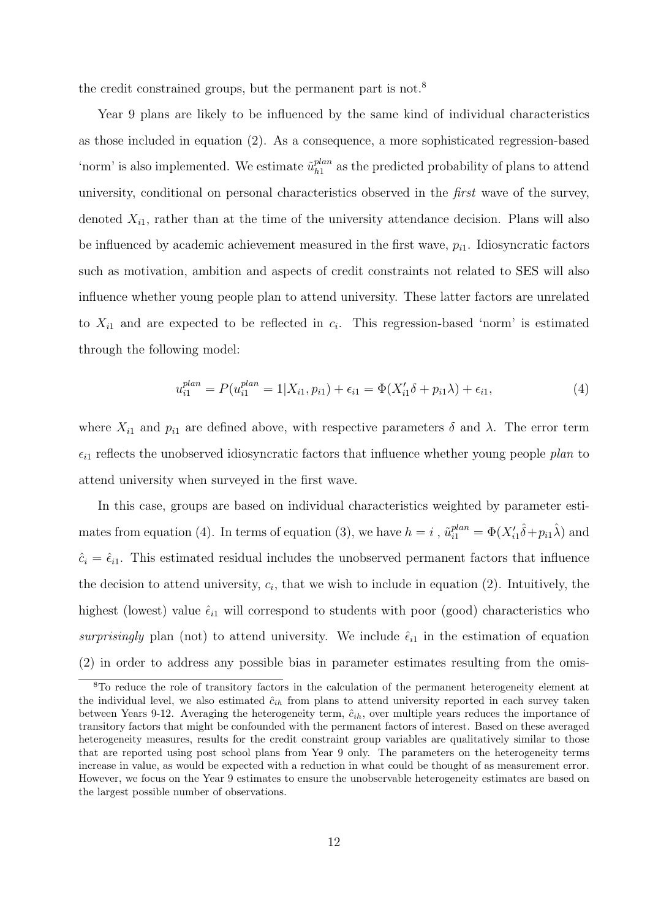the credit constrained groups, but the permanent part is not.[8]

Year 9 plans are likely to be influenced by the same kind of individual characteristics as those included in equation (2). As a consequence, a more sophisticated regression-based 'norm' is also implemented. We estimate $\tilde{u}_{h1}^{plan}$ as the predicted probability of plans to attend university, conditional on personal characteristics observed in the *first* wave of the survey, denoted $X_{i1}$, rather than at the time of the university attendance decision. Plans will also be influenced by academic achievement measured in the first wave, $p_{i1}$. Idiosyncratic factors such as motivation, ambition and aspects of credit constraints not related to SES will also influence whether young people plan to attend university. These latter factors are unrelated to $X_{i1}$ and are expected to be reflected in $c_i$. This regression-based 'norm' is estimated through the following model:

$$u_{i1}^{plan} = P(u_{i1}^{plan} = 1 | X_{i1}, p_{i1}) + \epsilon_{i1} = \Phi(X_{i1}'\delta + p_{i1}\lambda) + \epsilon_{i1}, \tag{4}$$

where $X_{i1}$ and $p_{i1}$ are defined above, with respective parameters $\delta$ and $\lambda$. The error term $\epsilon_{i1}$ reflects the unobserved idiosyncratic factors that influence whether young people *plan* to attend university when surveyed in the first wave.

In this case, groups are based on individual characteristics weighted by parameter estimates from equation (4). In terms of equation (3), we have $h = i$ , $\tilde{u}_{i1}^{plan} = \Phi(X_{i1}'\hat{\delta} + p_{i1}\hat{\lambda})$ and $\hat{c}_i = \hat{\epsilon}_{i1}$. This estimated residual includes the unobserved permanent factors that influence the decision to attend university, $c_i$, that we wish to include in equation (2). Intuitively, the highest (lowest) value $\hat{\epsilon}_{i1}$ will correspond to students with poor (good) characteristics who *surprisingly* plan (not) to attend university. We include $\hat{\epsilon}_{i1}$ in the estimation of equation (2) in order to address any possible bias in parameter estimates resulting from the omis-

---

[8] To reduce the role of transitory factors in the calculation of the permanent heterogeneity element at the individual level, we also estimated $\hat{c}_{ih}$ from plans to attend university reported in each survey taken between Years 9-12. Averaging the heterogeneity term, $\hat{c}_{ih}$, over multiple years reduces the importance of transitory factors that might be confounded with the permanent factors of interest. Based on these averaged heterogeneity measures, results for the credit constraint group variables are qualitatively similar to those that are reported using post school plans from Year 9 only. The parameters on the heterogeneity terms increase in value, as would be expected with a reduction in what could be thought of as measurement error. However, we focus on the Year 9 estimates to ensure the unobservable heterogeneity estimates are based on the largest possible number of observations.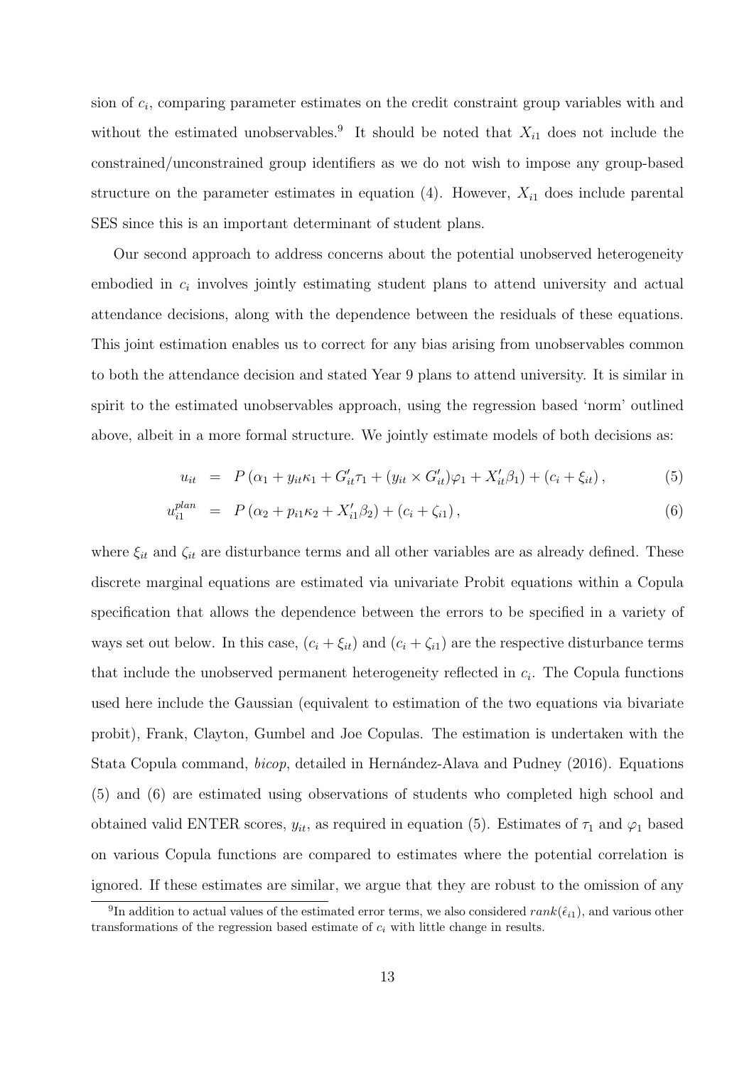sion of $c_i$, comparing parameter estimates on the credit constraint group variables with and without the estimated unobservables.[9] It should be noted that $X_{i1}$ does not include the constrained/unconstrained group identifiers as we do not wish to impose any group-based structure on the parameter estimates in equation (4). However, $X_{i1}$ does include parental SES since this is an important determinant of student plans.

Our second approach to address concerns about the potential unobserved heterogeneity embodied in $c_i$ involves jointly estimating student plans to attend university and actual attendance decisions, along with the dependence between the residuals of these equations. This joint estimation enables us to correct for any bias arising from unobservables common to both the attendance decision and stated Year 9 plans to attend university. It is similar in spirit to the estimated unobservables approach, using the regression based 'norm' outlined above, albeit in a more formal structure. We jointly estimate models of both decisions as:

$$u_{it} = P\left(\alpha_1 + y_{it}\kappa_1 + G'_{it}\tau_1 + (y_{it} \times G'_{it})\varphi_1 + X'_{it}\beta_1\right) + (c_i + \xi_{it}), \tag{5}$$

$$u_{i1}^{plan} = P\left(\alpha_2 + p_{i1}\kappa_2 + X'_{i1}\beta_2\right) + (c_i + \zeta_{i1}), \tag{6}$$

where $\xi_{it}$ and $\zeta_{it}$ are disturbance terms and all other variables are as already defined. These discrete marginal equations are estimated via univariate Probit equations within a Copula specification that allows the dependence between the errors to be specified in a variety of ways set out below. In this case, $(c_i + \xi_{it})$ and $(c_i + \zeta_{i1})$ are the respective disturbance terms that include the unobserved permanent heterogeneity reflected in $c_i$. The Copula functions used here include the Gaussian (equivalent to estimation of the two equations via bivariate probit), Frank, Clayton, Gumbel and Joe Copulas. The estimation is undertaken with the Stata Copula command, *bicop*, detailed in Hernández-Alava and Pudney (2016). Equations (5) and (6) are estimated using observations of students who completed high school and obtained valid ENTER scores, $y_{it}$, as required in equation (5). Estimates of $\tau_1$ and $\varphi_1$ based on various Copula functions are compared to estimates where the potential correlation is ignored. If these estimates are similar, we argue that they are robust to the omission of any

[9] In addition to actual values of the estimated error terms, we also considered $rank(\hat{\epsilon}_{i1})$, and various other transformations of the regression based estimate of $c_i$ with little change in results.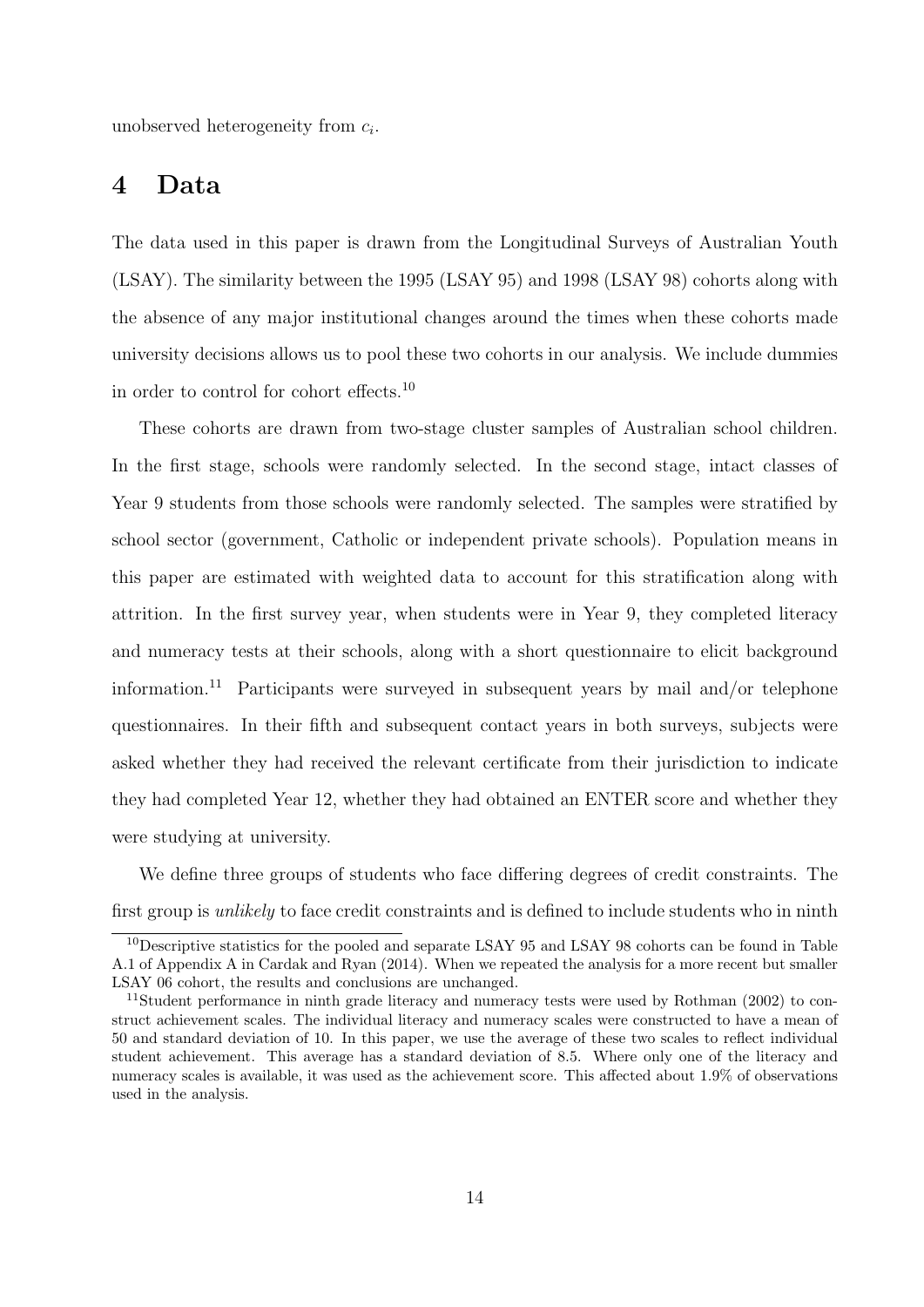unobserved heterogeneity from $c_i$.

# 4 Data

The data used in this paper is drawn from the Longitudinal Surveys of Australian Youth (LSAY). The similarity between the 1995 (LSAY 95) and 1998 (LSAY 98) cohorts along with the absence of any major institutional changes around the times when these cohorts made university decisions allows us to pool these two cohorts in our analysis. We include dummies in order to control for cohort effects.[10]

These cohorts are drawn from two-stage cluster samples of Australian school children. In the first stage, schools were randomly selected. In the second stage, intact classes of Year 9 students from those schools were randomly selected. The samples were stratified by school sector (government, Catholic or independent private schools). Population means in this paper are estimated with weighted data to account for this stratification along with attrition. In the first survey year, when students were in Year 9, they completed literacy and numeracy tests at their schools, along with a short questionnaire to elicit background information.[11] Participants were surveyed in subsequent years by mail and/or telephone questionnaires. In their fifth and subsequent contact years in both surveys, subjects were asked whether they had received the relevant certificate from their jurisdiction to indicate they had completed Year 12, whether they had obtained an ENTER score and whether they were studying at university.

We define three groups of students who face differing degrees of credit constraints. The first group is *unlikely* to face credit constraints and is defined to include students who in ninth

[10] Descriptive statistics for the pooled and separate LSAY 95 and LSAY 98 cohorts can be found in Table A.1 of Appendix A in Cardak and Ryan (2014). When we repeated the analysis for a more recent but smaller LSAY 06 cohort, the results and conclusions are unchanged.

[11] Student performance in ninth grade literacy and numeracy tests were used by Rothman (2002) to construct achievement scales. The individual literacy and numeracy scales were constructed to have a mean of 50 and standard deviation of 10. In this paper, we use the average of these two scales to reflect individual student achievement. This average has a standard deviation of 8.5. Where only one of the literacy and numeracy scales is available, it was used as the achievement score. This affected about 1.9% of observations used in the analysis.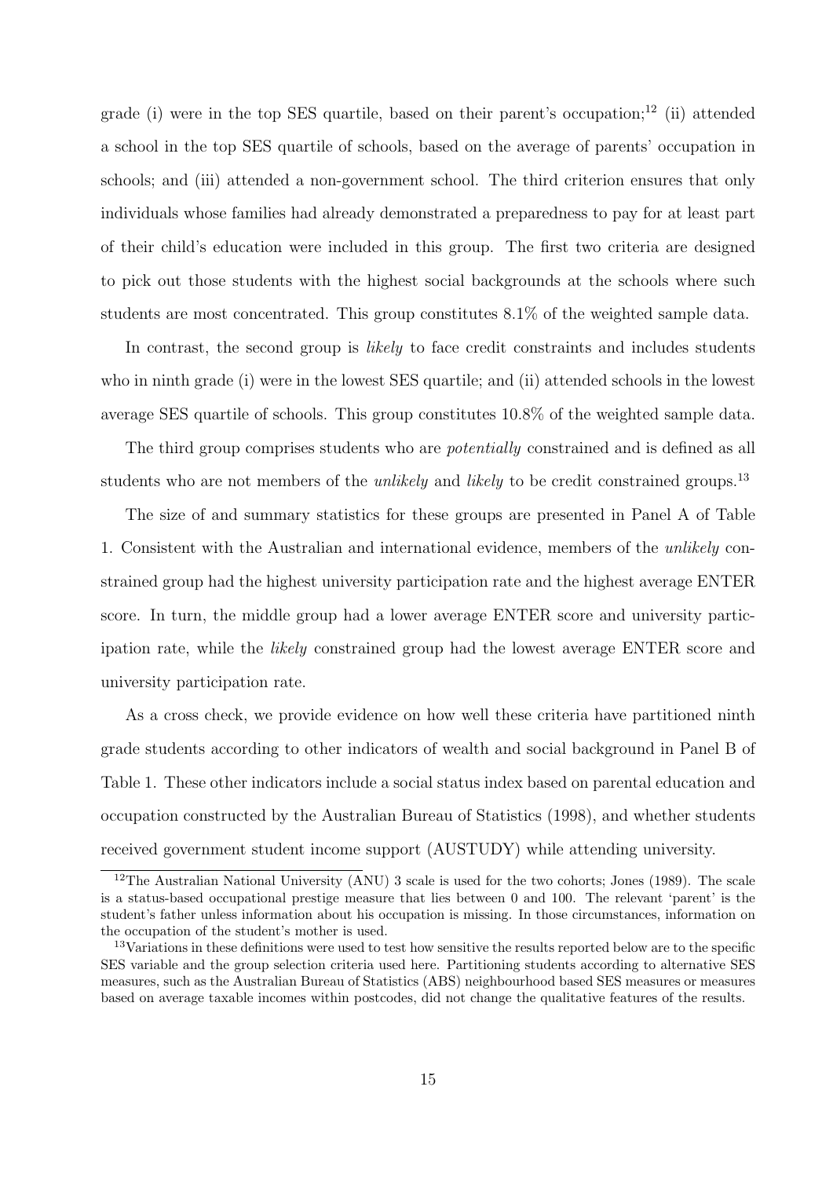grade (i) were in the top SES quartile, based on their parent's occupation;[12] (ii) attended a school in the top SES quartile of schools, based on the average of parents' occupation in schools; and (iii) attended a non-government school. The third criterion ensures that only individuals whose families had already demonstrated a preparedness to pay for at least part of their child's education were included in this group. The first two criteria are designed to pick out those students with the highest social backgrounds at the schools where such students are most concentrated. This group constitutes 8.1% of the weighted sample data.

In contrast, the second group is *likely* to face credit constraints and includes students who in ninth grade (i) were in the lowest SES quartile; and (ii) attended schools in the lowest average SES quartile of schools. This group constitutes 10.8% of the weighted sample data.

The third group comprises students who are *potentially* constrained and is defined as all students who are not members of the *unlikely* and *likely* to be credit constrained groups.[13]

The size of and summary statistics for these groups are presented in Panel A of Table 1. Consistent with the Australian and international evidence, members of the *unlikely* constrained group had the highest university participation rate and the highest average ENTER score. In turn, the middle group had a lower average ENTER score and university participation rate, while the *likely* constrained group had the lowest average ENTER score and university participation rate.

As a cross check, we provide evidence on how well these criteria have partitioned ninth grade students according to other indicators of wealth and social background in Panel B of Table 1. These other indicators include a social status index based on parental education and occupation constructed by the Australian Bureau of Statistics (1998), and whether students received government student income support (AUSTUDY) while attending university.

[12]The Australian National University (ANU) 3 scale is used for the two cohorts; Jones (1989). The scale is a status-based occupational prestige measure that lies between 0 and 100. The relevant 'parent' is the student's father unless information about his occupation is missing. In those circumstances, information on the occupation of the student's mother is used.

[13]Variations in these definitions were used to test how sensitive the results reported below are to the specific SES variable and the group selection criteria used here. Partitioning students according to alternative SES measures, such as the Australian Bureau of Statistics (ABS) neighbourhood based SES measures or measures based on average taxable incomes within postcodes, did not change the qualitative features of the results.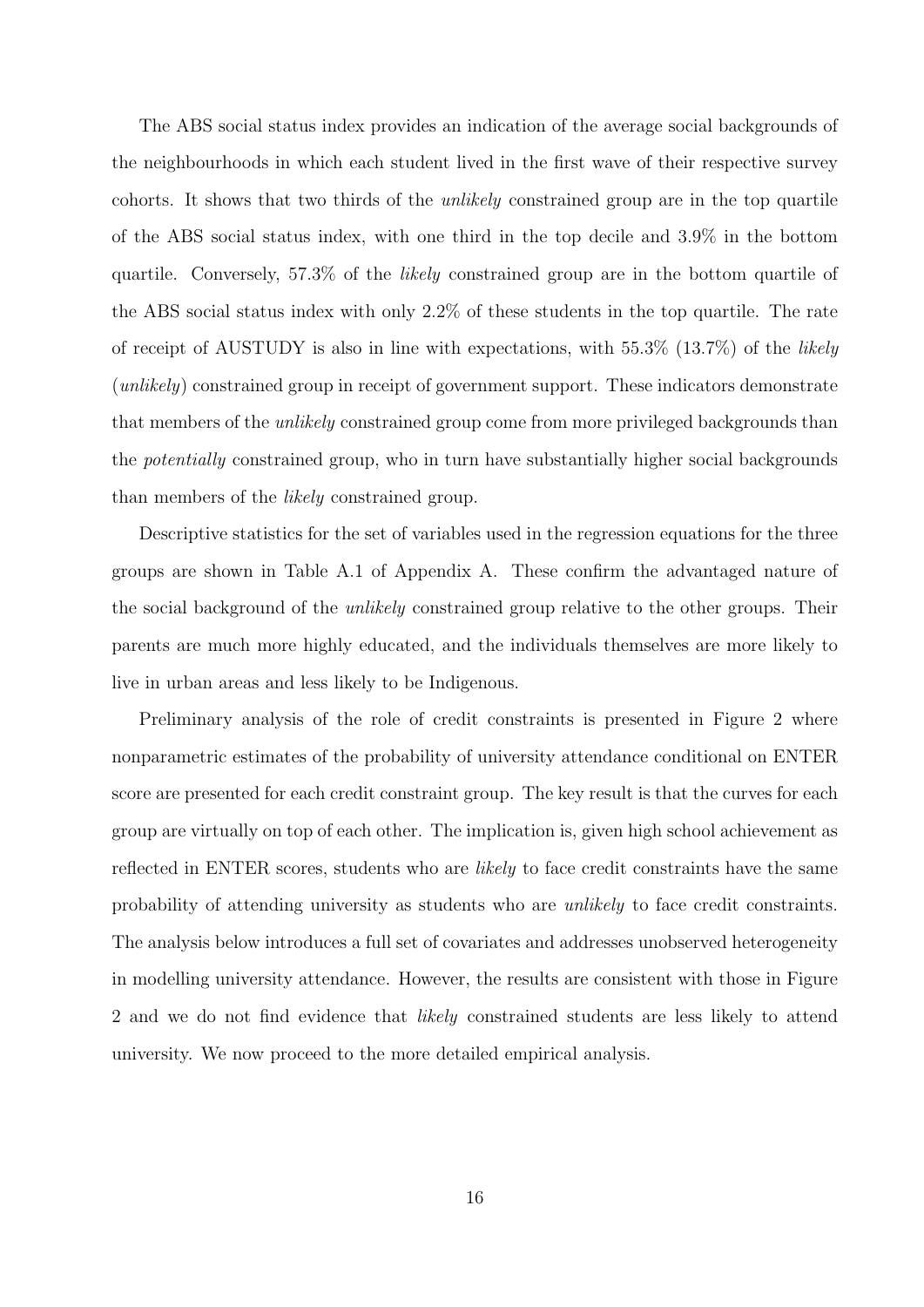The ABS social status index provides an indication of the average social backgrounds of the neighbourhoods in which each student lived in the first wave of their respective survey cohorts. It shows that two thirds of the *unlikely* constrained group are in the top quartile of the ABS social status index, with one third in the top decile and 3.9% in the bottom quartile. Conversely, 57.3% of the *likely* constrained group are in the bottom quartile of the ABS social status index with only 2.2% of these students in the top quartile. The rate of receipt of AUSTUDY is also in line with expectations, with 55.3% (13.7%) of the *likely* (*unlikely*) constrained group in receipt of government support. These indicators demonstrate that members of the *unlikely* constrained group come from more privileged backgrounds than the *potentially* constrained group, who in turn have substantially higher social backgrounds than members of the *likely* constrained group.

Descriptive statistics for the set of variables used in the regression equations for the three groups are shown in Table A.1 of Appendix A. These confirm the advantaged nature of the social background of the *unlikely* constrained group relative to the other groups. Their parents are much more highly educated, and the individuals themselves are more likely to live in urban areas and less likely to be Indigenous.

Preliminary analysis of the role of credit constraints is presented in Figure 2 where nonparametric estimates of the probability of university attendance conditional on ENTER score are presented for each credit constraint group. The key result is that the curves for each group are virtually on top of each other. The implication is, given high school achievement as reflected in ENTER scores, students who are *likely* to face credit constraints have the same probability of attending university as students who are *unlikely* to face credit constraints. The analysis below introduces a full set of covariates and addresses unobserved heterogeneity in modelling university attendance. However, the results are consistent with those in Figure 2 and we do not find evidence that *likely* constrained students are less likely to attend university. We now proceed to the more detailed empirical analysis.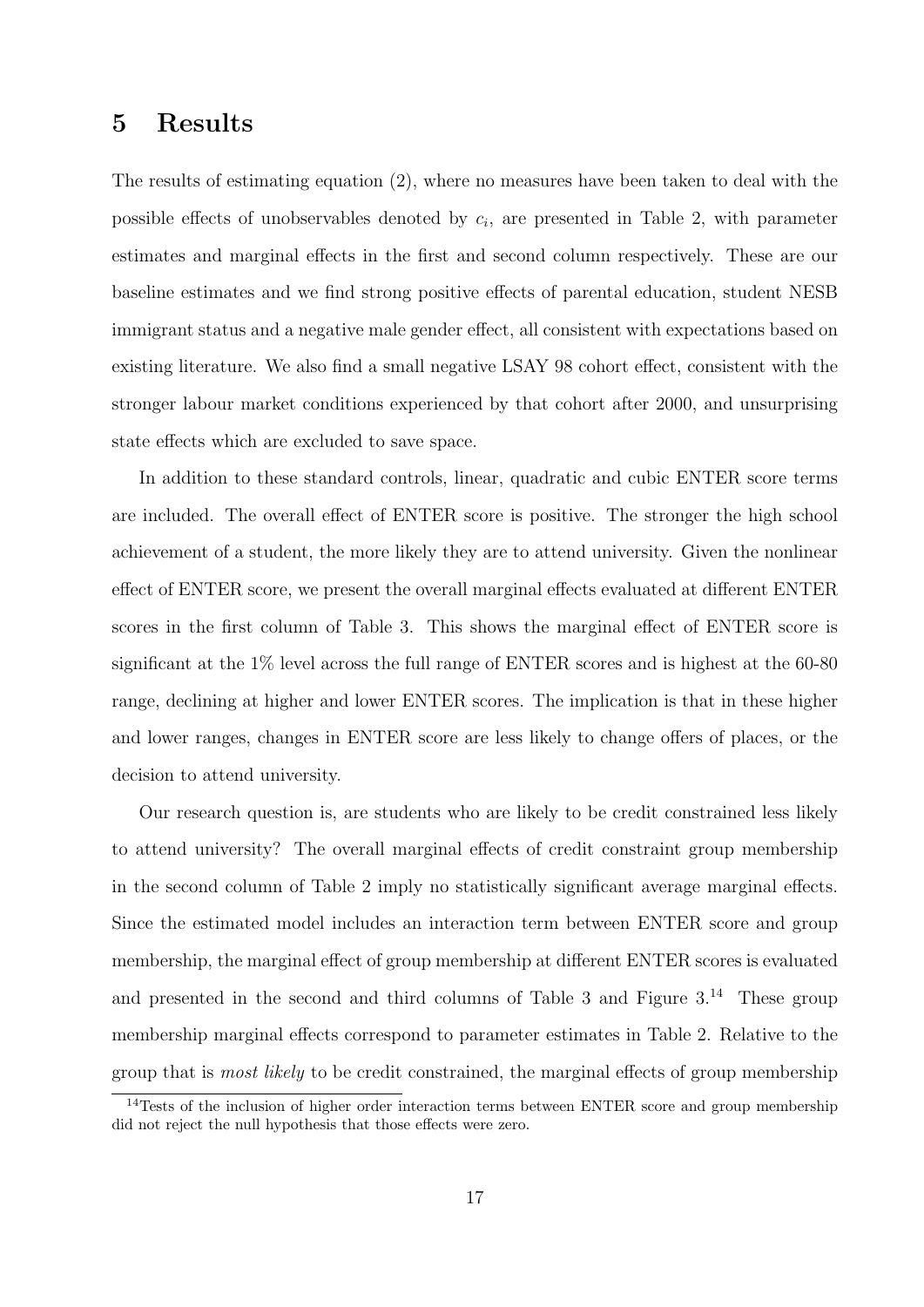## 5 Results

The results of estimating equation (2), where no measures have been taken to deal with the possible effects of unobservables denoted by $c_i$, are presented in Table 2, with parameter estimates and marginal effects in the first and second column respectively. These are our baseline estimates and we find strong positive effects of parental education, student NESB immigrant status and a negative male gender effect, all consistent with expectations based on existing literature. We also find a small negative LSAY 98 cohort effect, consistent with the stronger labour market conditions experienced by that cohort after 2000, and unsurprising state effects which are excluded to save space.

In addition to these standard controls, linear, quadratic and cubic ENTER score terms are included. The overall effect of ENTER score is positive. The stronger the high school achievement of a student, the more likely they are to attend university. Given the nonlinear effect of ENTER score, we present the overall marginal effects evaluated at different ENTER scores in the first column of Table 3. This shows the marginal effect of ENTER score is significant at the 1% level across the full range of ENTER scores and is highest at the 60-80 range, declining at higher and lower ENTER scores. The implication is that in these higher and lower ranges, changes in ENTER score are less likely to change offers of places, or the decision to attend university.

Our research question is, are students who are likely to be credit constrained less likely to attend university? The overall marginal effects of credit constraint group membership in the second column of Table 2 imply no statistically significant average marginal effects. Since the estimated model includes an interaction term between ENTER score and group membership, the marginal effect of group membership at different ENTER scores is evaluated and presented in the second and third columns of Table 3 and Figure 3.[14] These group membership marginal effects correspond to parameter estimates in Table 2. Relative to the group that is *most likely* to be credit constrained, the marginal effects of group membership

[14] Tests of the inclusion of higher order interaction terms between ENTER score and group membership did not reject the null hypothesis that those effects were zero.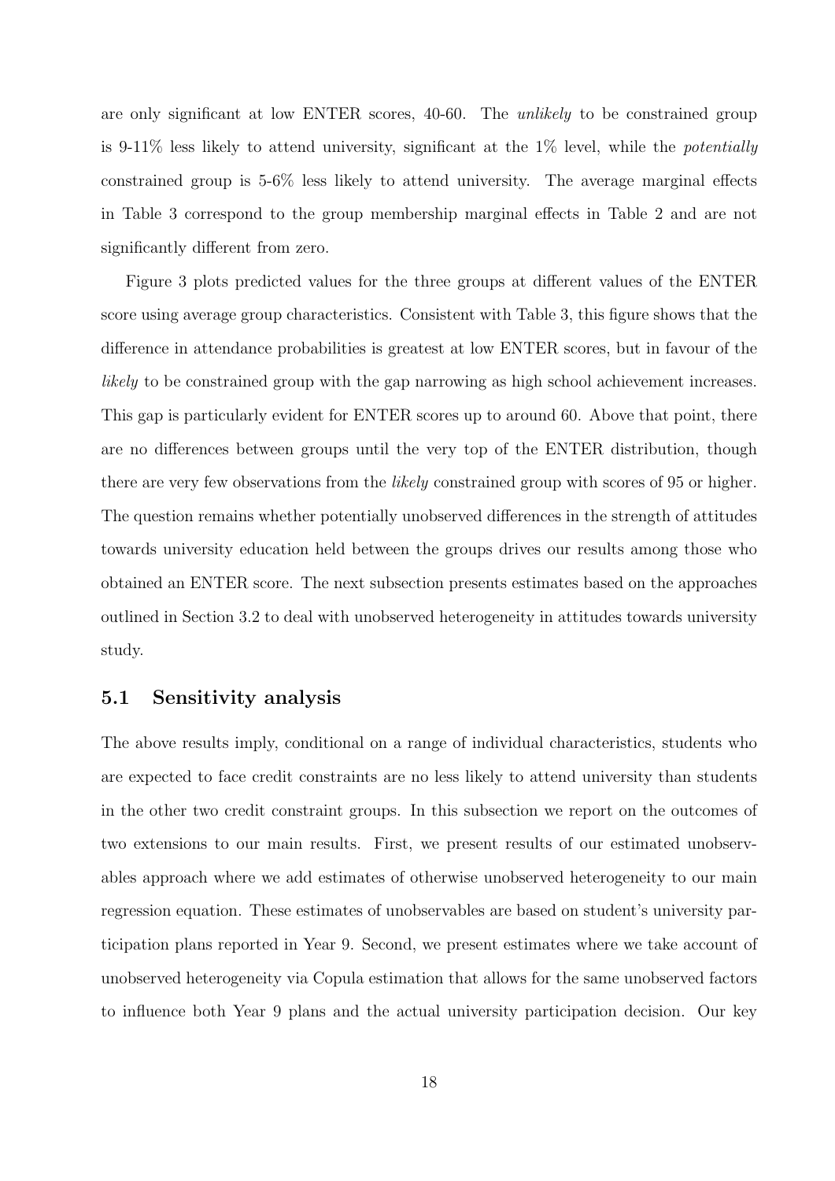are only significant at low ENTER scores, 40-60. The *unlikely* to be constrained group is 9-11% less likely to attend university, significant at the 1% level, while the *potentially* constrained group is 5-6% less likely to attend university. The average marginal effects in Table 3 correspond to the group membership marginal effects in Table 2 and are not significantly different from zero.

Figure 3 plots predicted values for the three groups at different values of the ENTER score using average group characteristics. Consistent with Table 3, this figure shows that the difference in attendance probabilities is greatest at low ENTER scores, but in favour of the *likely* to be constrained group with the gap narrowing as high school achievement increases. This gap is particularly evident for ENTER scores up to around 60. Above that point, there are no differences between groups until the very top of the ENTER distribution, though there are very few observations from the *likely* constrained group with scores of 95 or higher. The question remains whether potentially unobserved differences in the strength of attitudes towards university education held between the groups drives our results among those who obtained an ENTER score. The next subsection presents estimates based on the approaches outlined in Section 3.2 to deal with unobserved heterogeneity in attitudes towards university study.

## 5.1 Sensitivity analysis

The above results imply, conditional on a range of individual characteristics, students who are expected to face credit constraints are no less likely to attend university than students in the other two credit constraint groups. In this subsection we report on the outcomes of two extensions to our main results. First, we present results of our estimated unobservables approach where we add estimates of otherwise unobserved heterogeneity to our main regression equation. These estimates of unobservables are based on student's university participation plans reported in Year 9. Second, we present estimates where we take account of unobserved heterogeneity via Copula estimation that allows for the same unobserved factors to influence both Year 9 plans and the actual university participation decision. Our key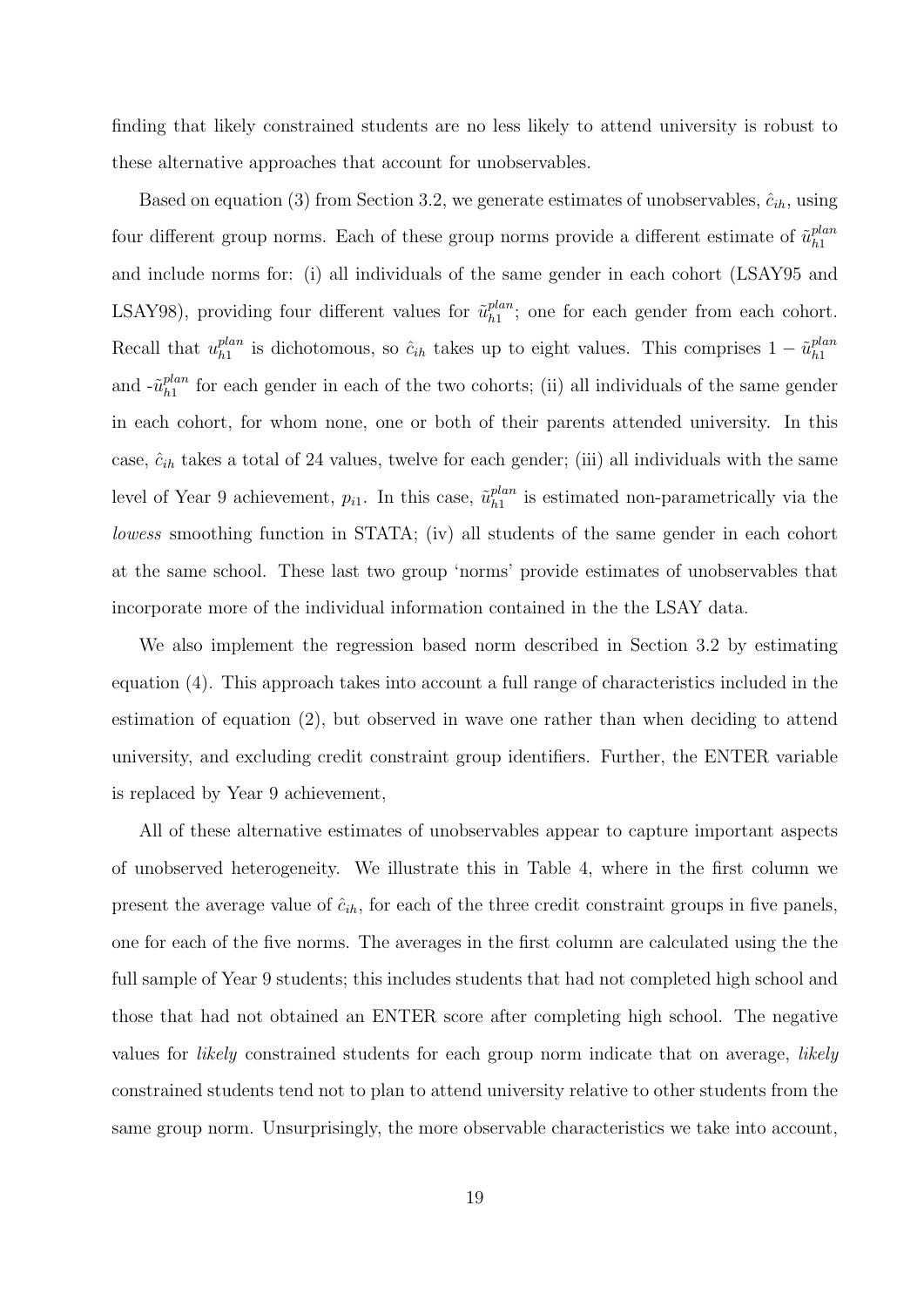finding that likely constrained students are no less likely to attend university is robust to these alternative approaches that account for unobservables.

Based on equation (3) from Section 3.2, we generate estimates of unobservables, $\hat{c}_{ih}$, using four different group norms. Each of these group norms provide a different estimate of $\tilde{u}_{h1}^{plan}$ and include norms for: (i) all individuals of the same gender in each cohort (LSAY95 and LSAY98), providing four different values for $\tilde{u}_{h1}^{plan}$; one for each gender from each cohort. Recall that $u_{h1}^{plan}$ is dichotomous, so $\hat{c}_{ih}$ takes up to eight values. This comprises $1 - \tilde{u}_{h1}^{plan}$ and -$\tilde{u}_{h1}^{plan}$ for each gender in each of the two cohorts; (ii) all individuals of the same gender in each cohort, for whom none, one or both of their parents attended university. In this case, $\hat{c}_{ih}$ takes a total of 24 values, twelve for each gender; (iii) all individuals with the same level of Year 9 achievement, $p_{i1}$. In this case, $\tilde{u}_{h1}^{plan}$ is estimated non-parametrically via the *lowess* smoothing function in STATA; (iv) all students of the same gender in each cohort at the same school. These last two group 'norms' provide estimates of unobservables that incorporate more of the individual information contained in the the LSAY data.

We also implement the regression based norm described in Section 3.2 by estimating equation (4). This approach takes into account a full range of characteristics included in the estimation of equation (2), but observed in wave one rather than when deciding to attend university, and excluding credit constraint group identifiers. Further, the ENTER variable is replaced by Year 9 achievement,

All of these alternative estimates of unobservables appear to capture important aspects of unobserved heterogeneity. We illustrate this in Table 4, where in the first column we present the average value of $\hat{c}_{ih}$, for each of the three credit constraint groups in five panels, one for each of the five norms. The averages in the first column are calculated using the the full sample of Year 9 students; this includes students that had not completed high school and those that had not obtained an ENTER score after completing high school. The negative values for *likely* constrained students for each group norm indicate that on average, *likely* constrained students tend not to plan to attend university relative to other students from the same group norm. Unsurprisingly, the more observable characteristics we take into account,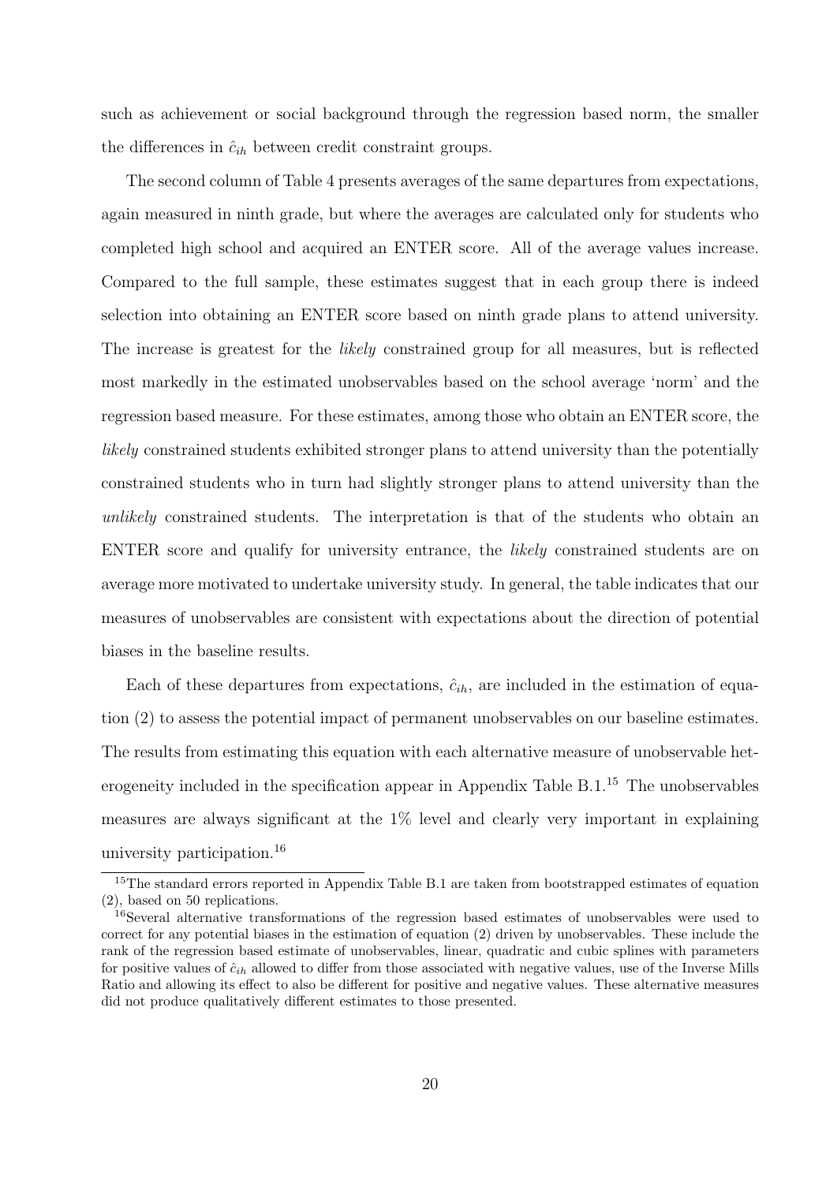such as achievement or social background through the regression based norm, the smaller the differences in $\hat{c}_{ih}$ between credit constraint groups.

The second column of Table 4 presents averages of the same departures from expectations, again measured in ninth grade, but where the averages are calculated only for students who completed high school and acquired an ENTER score. All of the average values increase. Compared to the full sample, these estimates suggest that in each group there is indeed selection into obtaining an ENTER score based on ninth grade plans to attend university. The increase is greatest for the *likely* constrained group for all measures, but is reflected most markedly in the estimated unobservables based on the school average 'norm' and the regression based measure. For these estimates, among those who obtain an ENTER score, the *likely* constrained students exhibited stronger plans to attend university than the potentially constrained students who in turn had slightly stronger plans to attend university than the *unlikely* constrained students. The interpretation is that of the students who obtain an ENTER score and qualify for university entrance, the *likely* constrained students are on average more motivated to undertake university study. In general, the table indicates that our measures of unobservables are consistent with expectations about the direction of potential biases in the baseline results.

Each of these departures from expectations, $\hat{c}_{ih}$, are included in the estimation of equation (2) to assess the potential impact of permanent unobservables on our baseline estimates. The results from estimating this equation with each alternative measure of unobservable heterogeneity included in the specification appear in Appendix Table B.1.[15] The unobservables measures are always significant at the 1% level and clearly very important in explaining university participation.[16]

[15] The standard errors reported in Appendix Table B.1 are taken from bootstrapped estimates of equation (2), based on 50 replications.

[16] Several alternative transformations of the regression based estimates of unobservables were used to correct for any potential biases in the estimation of equation (2) driven by unobservables. These include the rank of the regression based estimate of unobservables, linear, quadratic and cubic splines with parameters for positive values of $\hat{c}_{ih}$ allowed to differ from those associated with negative values, use of the Inverse Mills Ratio and allowing its effect to also be different for positive and negative values. These alternative measures did not produce qualitatively different estimates to those presented.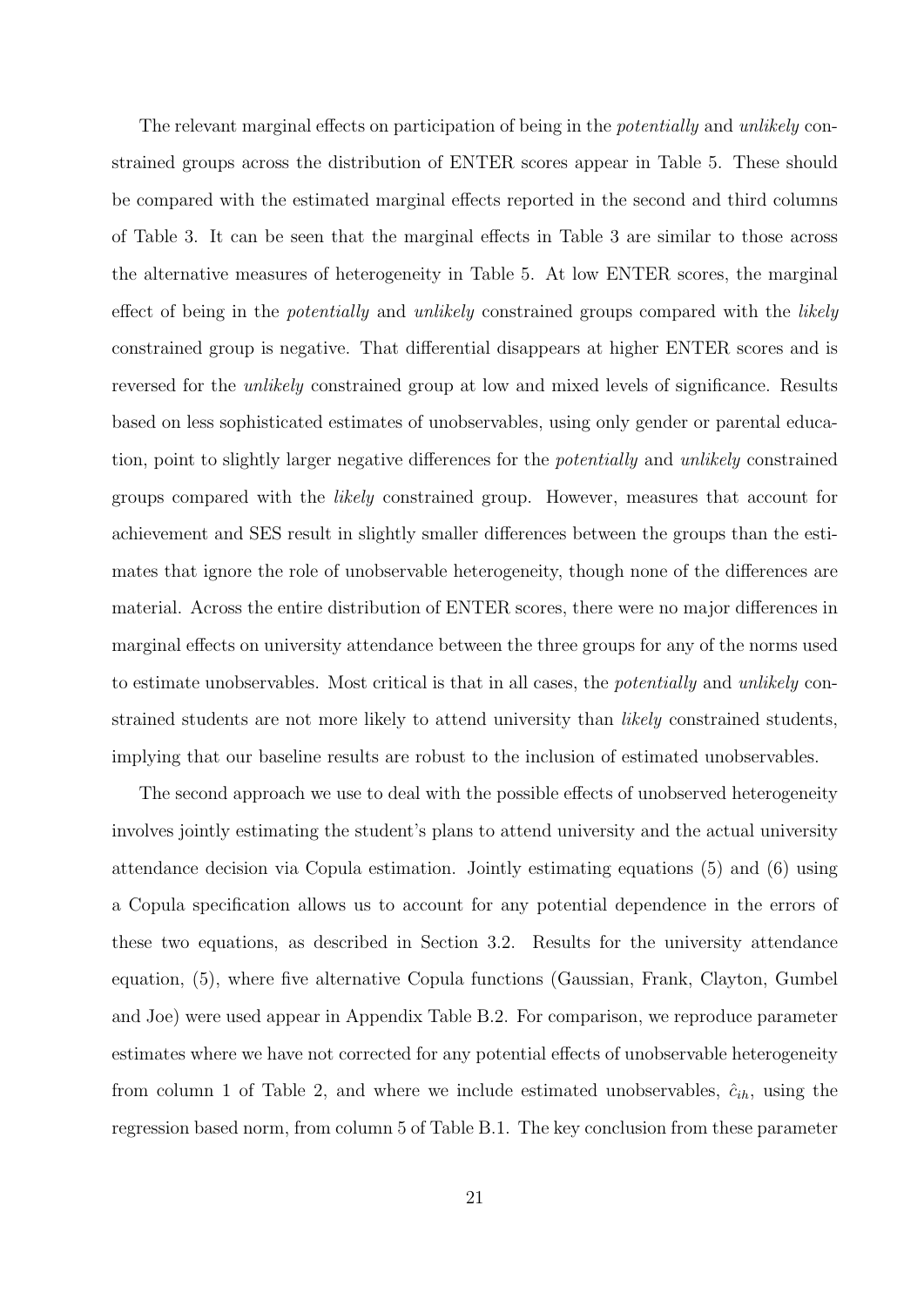The relevant marginal effects on participation of being in the *potentially* and *unlikely* constrained groups across the distribution of ENTER scores appear in Table 5. These should be compared with the estimated marginal effects reported in the second and third columns of Table 3. It can be seen that the marginal effects in Table 3 are similar to those across the alternative measures of heterogeneity in Table 5. At low ENTER scores, the marginal effect of being in the *potentially* and *unlikely* constrained groups compared with the *likely* constrained group is negative. That differential disappears at higher ENTER scores and is reversed for the *unlikely* constrained group at low and mixed levels of significance. Results based on less sophisticated estimates of unobservables, using only gender or parental education, point to slightly larger negative differences for the *potentially* and *unlikely* constrained groups compared with the *likely* constrained group. However, measures that account for achievement and SES result in slightly smaller differences between the groups than the estimates that ignore the role of unobservable heterogeneity, though none of the differences are material. Across the entire distribution of ENTER scores, there were no major differences in marginal effects on university attendance between the three groups for any of the norms used to estimate unobservables. Most critical is that in all cases, the *potentially* and *unlikely* constrained students are not more likely to attend university than *likely* constrained students, implying that our baseline results are robust to the inclusion of estimated unobservables.

The second approach we use to deal with the possible effects of unobserved heterogeneity involves jointly estimating the student's plans to attend university and the actual university attendance decision via Copula estimation. Jointly estimating equations (5) and (6) using a Copula specification allows us to account for any potential dependence in the errors of these two equations, as described in Section 3.2. Results for the university attendance equation, (5), where five alternative Copula functions (Gaussian, Frank, Clayton, Gumbel and Joe) were used appear in Appendix Table B.2. For comparison, we reproduce parameter estimates where we have not corrected for any potential effects of unobservable heterogeneity from column 1 of Table 2, and where we include estimated unobservables, $\hat{c}_{ih}$, using the regression based norm, from column 5 of Table B.1. The key conclusion from these parameter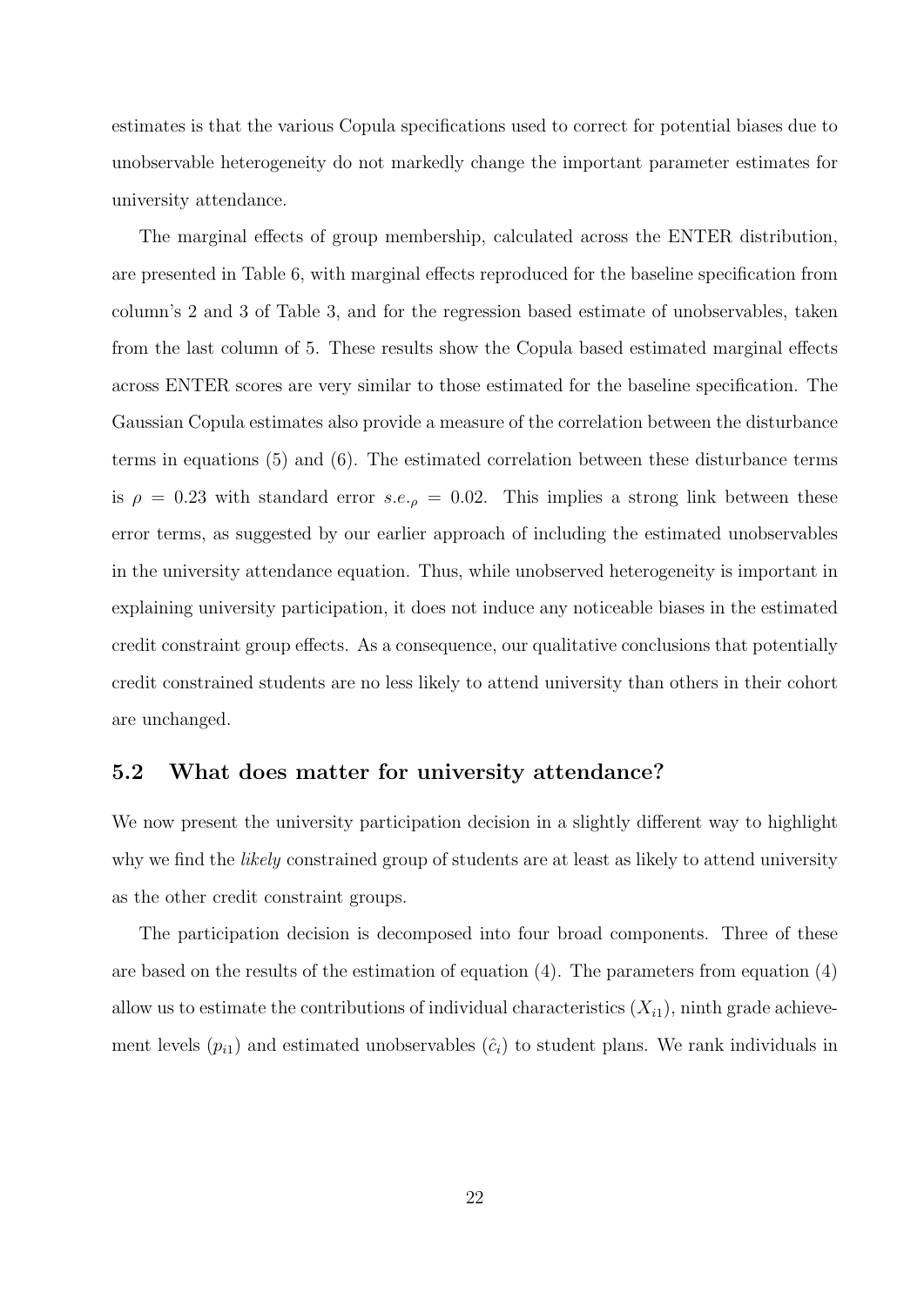estimates is that the various Copula specifications used to correct for potential biases due to unobservable heterogeneity do not markedly change the important parameter estimates for university attendance.

The marginal effects of group membership, calculated across the ENTER distribution, are presented in Table 6, with marginal effects reproduced for the baseline specification from column's 2 and 3 of Table 3, and for the regression based estimate of unobservables, taken from the last column of 5. These results show the Copula based estimated marginal effects across ENTER scores are very similar to those estimated for the baseline specification. The Gaussian Copula estimates also provide a measure of the correlation between the disturbance terms in equations (5) and (6). The estimated correlation between these disturbance terms is $\rho = 0.23$ with standard error $s.e._\rho = 0.02$. This implies a strong link between these error terms, as suggested by our earlier approach of including the estimated unobservables in the university attendance equation. Thus, while unobserved heterogeneity is important in explaining university participation, it does not induce any noticeable biases in the estimated credit constraint group effects. As a consequence, our qualitative conclusions that potentially credit constrained students are no less likely to attend university than others in their cohort are unchanged.

## 5.2 What does matter for university attendance?

We now present the university participation decision in a slightly different way to highlight why we find the *likely* constrained group of students are at least as likely to attend university as the other credit constraint groups.

The participation decision is decomposed into four broad components. Three of these are based on the results of the estimation of equation (4). The parameters from equation (4) allow us to estimate the contributions of individual characteristics ($X_{i1}$), ninth grade achievement levels ($p_{i1}$) and estimated unobservables ($\hat{c}_i$) to student plans. We rank individuals in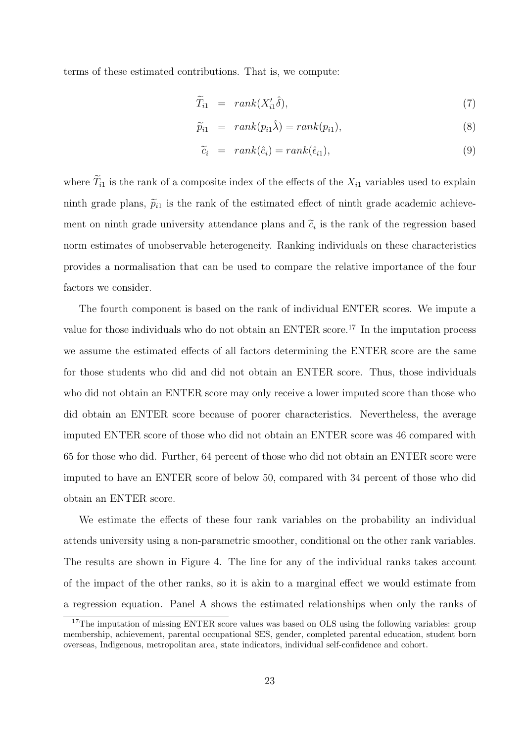terms of these estimated contributions. That is, we compute:

$$\widetilde{T}_{i1} = rank(X_{i1}'\hat{\delta}), \tag{7}$$

$$\widetilde{p}_{i1} = rank(p_{i1}\hat{\lambda}) = rank(p_{i1}), \tag{8}$$

$$\widetilde{c}_{i} = rank(\hat{c}_i) = rank(\hat{\epsilon}_{i1}), \tag{9}$$

where $\widetilde{T}_{i1}$ is the rank of a composite index of the effects of the $X_{i1}$ variables used to explain ninth grade plans, $\widetilde{p}_{i1}$ is the rank of the estimated effect of ninth grade academic achievement on ninth grade university attendance plans and $\widetilde{c}_i$ is the rank of the regression based norm estimates of unobservable heterogeneity. Ranking individuals on these characteristics provides a normalisation that can be used to compare the relative importance of the four factors we consider.

The fourth component is based on the rank of individual ENTER scores. We impute a value for those individuals who do not obtain an ENTER score.[17] In the imputation process we assume the estimated effects of all factors determining the ENTER score are the same for those students who did and did not obtain an ENTER score. Thus, those individuals who did not obtain an ENTER score may only receive a lower imputed score than those who did obtain an ENTER score because of poorer characteristics. Nevertheless, the average imputed ENTER score of those who did not obtain an ENTER score was 46 compared with 65 for those who did. Further, 64 percent of those who did not obtain an ENTER score were imputed to have an ENTER score of below 50, compared with 34 percent of those who did obtain an ENTER score.

We estimate the effects of these four rank variables on the probability an individual attends university using a non-parametric smoother, conditional on the other rank variables. The results are shown in Figure 4. The line for any of the individual ranks takes account of the impact of the other ranks, so it is akin to a marginal effect we would estimate from a regression equation. Panel A shows the estimated relationships when only the ranks of

[17] The imputation of missing ENTER score values was based on OLS using the following variables: group membership, achievement, parental occupational SES, gender, completed parental education, student born overseas, Indigenous, metropolitan area, state indicators, individual self-confidence and cohort.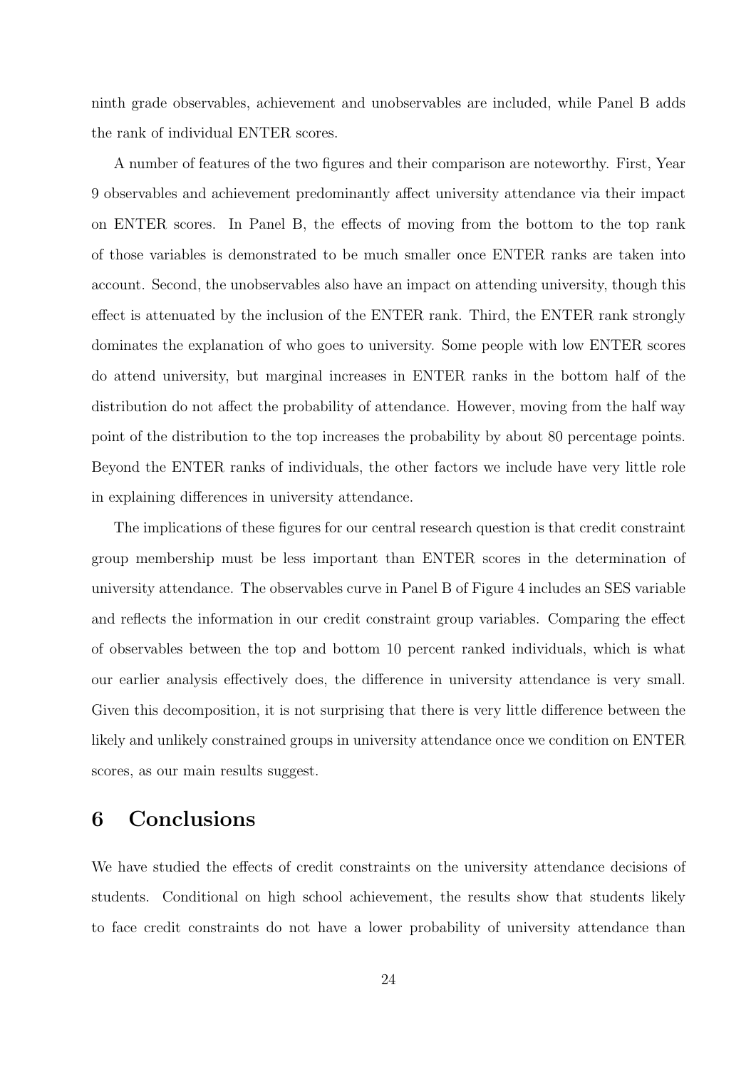ninth grade observables, achievement and unobservables are included, while Panel B adds the rank of individual ENTER scores.

A number of features of the two figures and their comparison are noteworthy. First, Year 9 observables and achievement predominantly affect university attendance via their impact on ENTER scores. In Panel B, the effects of moving from the bottom to the top rank of those variables is demonstrated to be much smaller once ENTER ranks are taken into account. Second, the unobservables also have an impact on attending university, though this effect is attenuated by the inclusion of the ENTER rank. Third, the ENTER rank strongly dominates the explanation of who goes to university. Some people with low ENTER scores do attend university, but marginal increases in ENTER ranks in the bottom half of the distribution do not affect the probability of attendance. However, moving from the half way point of the distribution to the top increases the probability by about 80 percentage points. Beyond the ENTER ranks of individuals, the other factors we include have very little role in explaining differences in university attendance.

The implications of these figures for our central research question is that credit constraint group membership must be less important than ENTER scores in the determination of university attendance. The observables curve in Panel B of Figure 4 includes an SES variable and reflects the information in our credit constraint group variables. Comparing the effect of observables between the top and bottom 10 percent ranked individuals, which is what our earlier analysis effectively does, the difference in university attendance is very small. Given this decomposition, it is not surprising that there is very little difference between the likely and unlikely constrained groups in university attendance once we condition on ENTER scores, as our main results suggest.

# 6 Conclusions

We have studied the effects of credit constraints on the university attendance decisions of students. Conditional on high school achievement, the results show that students likely to face credit constraints do not have a lower probability of university attendance than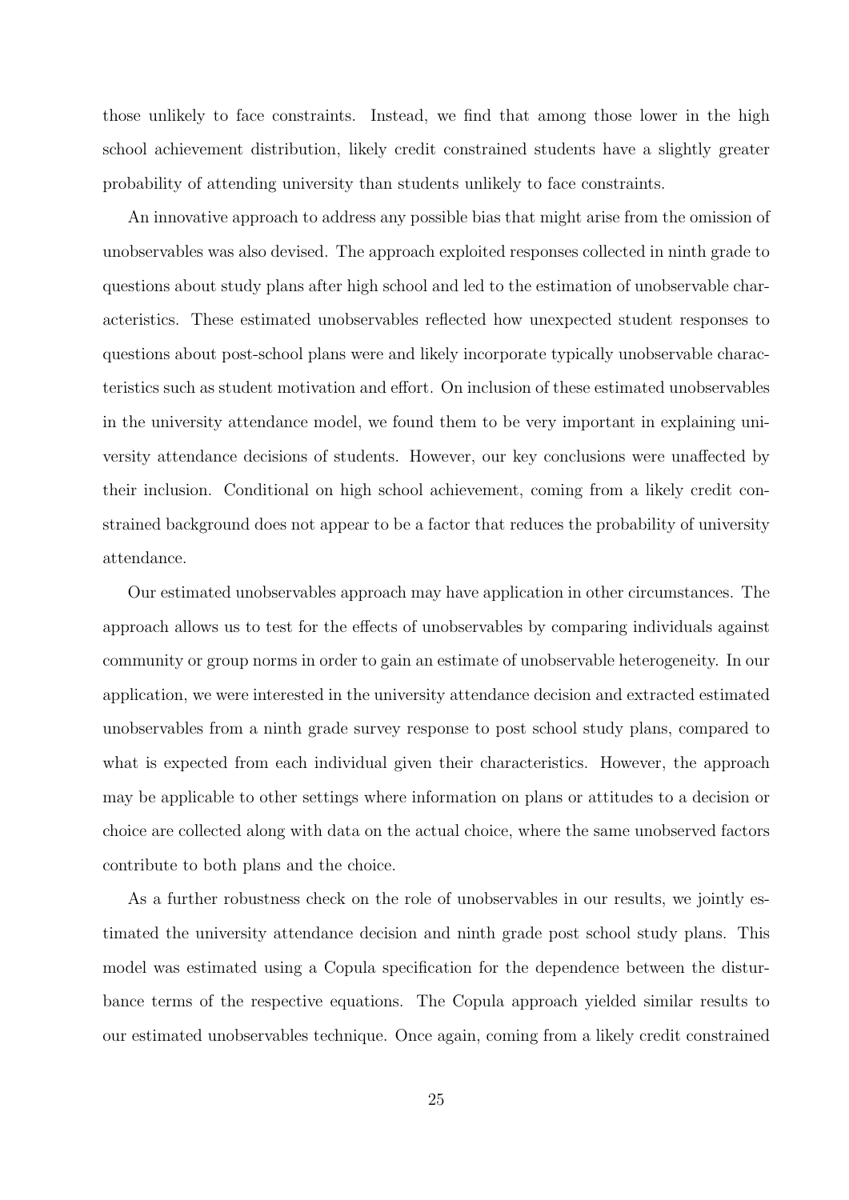those unlikely to face constraints. Instead, we find that among those lower in the high school achievement distribution, likely credit constrained students have a slightly greater probability of attending university than students unlikely to face constraints.

An innovative approach to address any possible bias that might arise from the omission of unobservables was also devised. The approach exploited responses collected in ninth grade to questions about study plans after high school and led to the estimation of unobservable characteristics. These estimated unobservables reflected how unexpected student responses to questions about post-school plans were and likely incorporate typically unobservable characteristics such as student motivation and effort. On inclusion of these estimated unobservables in the university attendance model, we found them to be very important in explaining university attendance decisions of students. However, our key conclusions were unaffected by their inclusion. Conditional on high school achievement, coming from a likely credit constrained background does not appear to be a factor that reduces the probability of university attendance.

Our estimated unobservables approach may have application in other circumstances. The approach allows us to test for the effects of unobservables by comparing individuals against community or group norms in order to gain an estimate of unobservable heterogeneity. In our application, we were interested in the university attendance decision and extracted estimated unobservables from a ninth grade survey response to post school study plans, compared to what is expected from each individual given their characteristics. However, the approach may be applicable to other settings where information on plans or attitudes to a decision or choice are collected along with data on the actual choice, where the same unobserved factors contribute to both plans and the choice.

As a further robustness check on the role of unobservables in our results, we jointly estimated the university attendance decision and ninth grade post school study plans. This model was estimated using a Copula specification for the dependence between the disturbance terms of the respective equations. The Copula approach yielded similar results to our estimated unobservables technique. Once again, coming from a likely credit constrained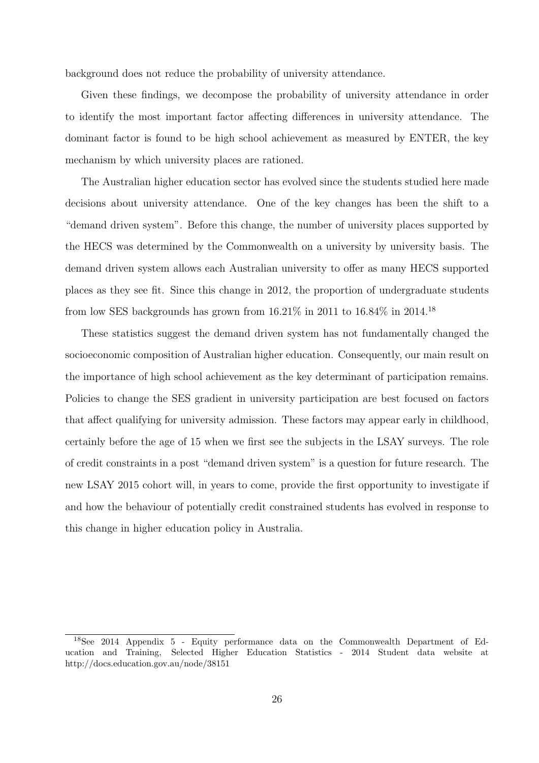background does not reduce the probability of university attendance.

Given these findings, we decompose the probability of university attendance in order to identify the most important factor affecting differences in university attendance. The dominant factor is found to be high school achievement as measured by ENTER, the key mechanism by which university places are rationed.

The Australian higher education sector has evolved since the students studied here made decisions about university attendance. One of the key changes has been the shift to a "demand driven system". Before this change, the number of university places supported by the HECS was determined by the Commonwealth on a university by university basis. The demand driven system allows each Australian university to offer as many HECS supported places as they see fit. Since this change in 2012, the proportion of undergraduate students from low SES backgrounds has grown from 16.21% in 2011 to 16.84% in 2014.[18]

These statistics suggest the demand driven system has not fundamentally changed the socioeconomic composition of Australian higher education. Consequently, our main result on the importance of high school achievement as the key determinant of participation remains. Policies to change the SES gradient in university participation are best focused on factors that affect qualifying for university admission. These factors may appear early in childhood, certainly before the age of 15 when we first see the subjects in the LSAY surveys. The role of credit constraints in a post "demand driven system" is a question for future research. The new LSAY 2015 cohort will, in years to come, provide the first opportunity to investigate if and how the behaviour of potentially credit constrained students has evolved in response to this change in higher education policy in Australia.

---

[18] See 2014 Appendix 5 - Equity performance data on the Commonwealth Department of Education and Training, Selected Higher Education Statistics - 2014 Student data website at http://docs.education.gov.au/node/38151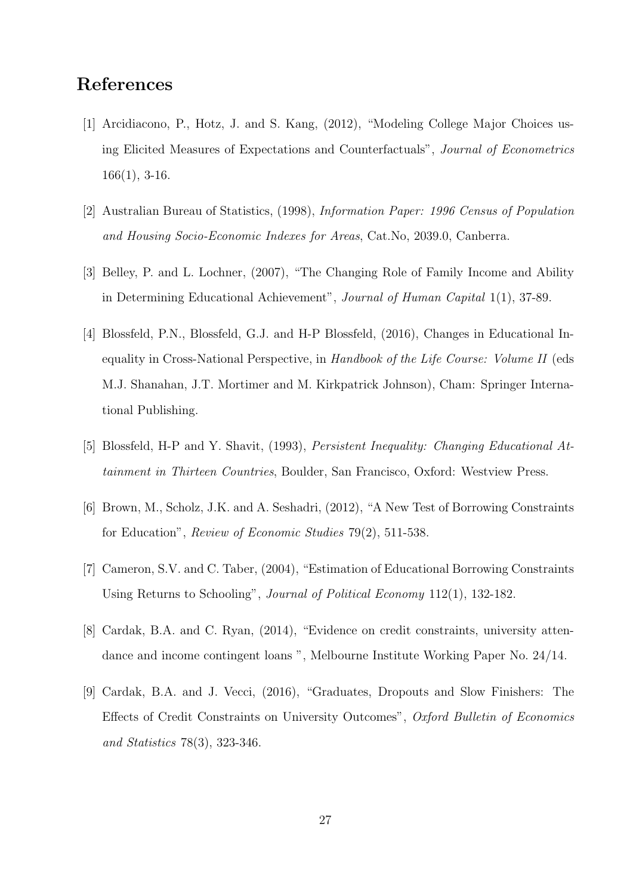# References

[1] Arcidiacono, P., Hotz, J. and S. Kang, (2012), "Modeling College Major Choices using Elicited Measures of Expectations and Counterfactuals", *Journal of Econometrics* 166(1), 3-16.

[2] Australian Bureau of Statistics, (1998), *Information Paper: 1996 Census of Population and Housing Socio-Economic Indexes for Areas*, Cat.No, 2039.0, Canberra.

[3] Belley, P. and L. Lochner, (2007), "The Changing Role of Family Income and Ability in Determining Educational Achievement", *Journal of Human Capital* 1(1), 37-89.

[4] Blossfeld, P.N., Blossfeld, G.J. and H-P Blossfeld, (2016), Changes in Educational Inequality in Cross-National Perspective, in *Handbook of the Life Course: Volume II* (eds M.J. Shanahan, J.T. Mortimer and M. Kirkpatrick Johnson), Cham: Springer International Publishing.

[5] Blossfeld, H-P and Y. Shavit, (1993), *Persistent Inequality: Changing Educational Attainment in Thirteen Countries*, Boulder, San Francisco, Oxford: Westview Press.

[6] Brown, M., Scholz, J.K. and A. Seshadri, (2012), "A New Test of Borrowing Constraints for Education", *Review of Economic Studies* 79(2), 511-538.

[7] Cameron, S.V. and C. Taber, (2004), "Estimation of Educational Borrowing Constraints Using Returns to Schooling", *Journal of Political Economy* 112(1), 132-182.

[8] Cardak, B.A. and C. Ryan, (2014), "Evidence on credit constraints, university attendance and income contingent loans ", Melbourne Institute Working Paper No. 24/14.

[9] Cardak, B.A. and J. Vecci, (2016), "Graduates, Dropouts and Slow Finishers: The Effects of Credit Constraints on University Outcomes", *Oxford Bulletin of Economics and Statistics* 78(3), 323-346.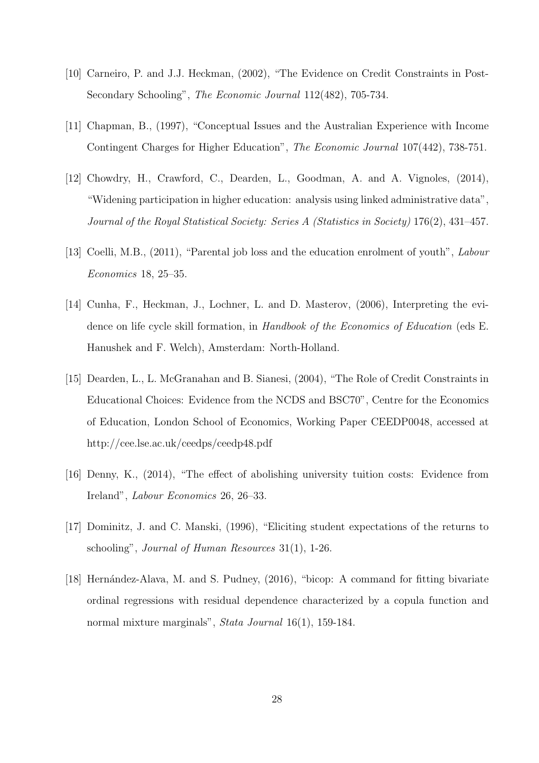[10] Carneiro, P. and J.J. Heckman, (2002), "The Evidence on Credit Constraints in Post-Secondary Schooling", *The Economic Journal* 112(482), 705-734.

[11] Chapman, B., (1997), "Conceptual Issues and the Australian Experience with Income Contingent Charges for Higher Education", *The Economic Journal* 107(442), 738-751.

[12] Chowdry, H., Crawford, C., Dearden, L., Goodman, A. and A. Vignoles, (2014), "Widening participation in higher education: analysis using linked administrative data", *Journal of the Royal Statistical Society: Series A (Statistics in Society)* 176(2), 431–457.

[13] Coelli, M.B., (2011), "Parental job loss and the education enrolment of youth", *Labour Economics* 18, 25–35.

[14] Cunha, F., Heckman, J., Lochner, L. and D. Masterov, (2006), Interpreting the evidence on life cycle skill formation, in *Handbook of the Economics of Education* (eds E. Hanushek and F. Welch), Amsterdam: North-Holland.

[15] Dearden, L., L. McGranahan and B. Sianesi, (2004), "The Role of Credit Constraints in Educational Choices: Evidence from the NCDS and BSC70", Centre for the Economics of Education, London School of Economics, Working Paper CEEDP0048, accessed at http://cee.lse.ac.uk/ceedps/ceedp48.pdf

[16] Denny, K., (2014), "The effect of abolishing university tuition costs: Evidence from Ireland", *Labour Economics* 26, 26–33.

[17] Dominitz, J. and C. Manski, (1996), "Eliciting student expectations of the returns to schooling", *Journal of Human Resources* 31(1), 1-26.

[18] Hernández-Alava, M. and S. Pudney, (2016), "bicop: A command for fitting bivariate ordinal regressions with residual dependence characterized by a copula function and normal mixture marginals", *Stata Journal* 16(1), 159-184.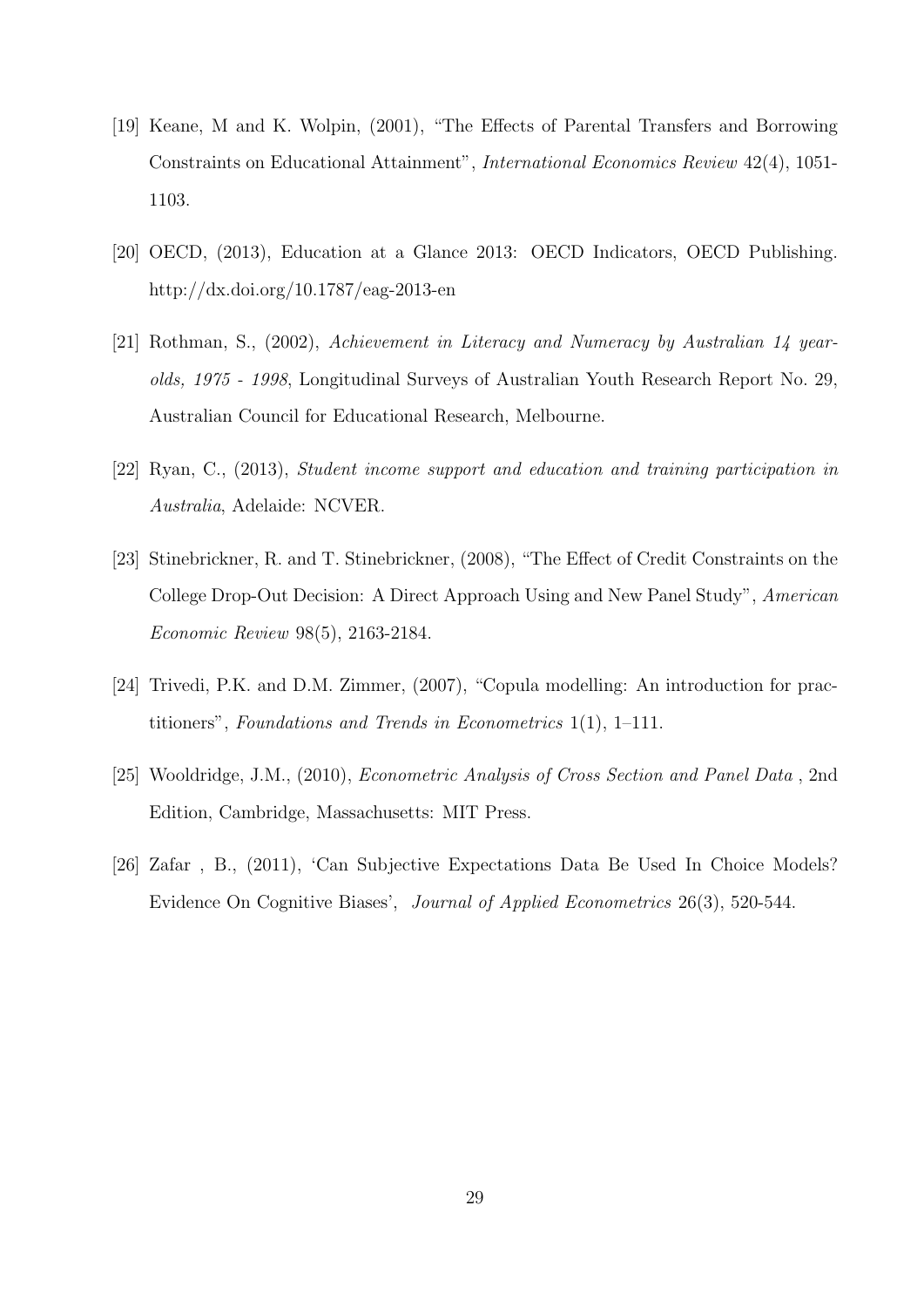[19] Keane, M and K. Wolpin, (2001), "The Effects of Parental Transfers and Borrowing Constraints on Educational Attainment", *International Economics Review* 42(4), 1051-1103.

[20] OECD, (2013), Education at a Glance 2013: OECD Indicators, OECD Publishing. http://dx.doi.org/10.1787/eag-2013-en

[21] Rothman, S., (2002), *Achievement in Literacy and Numeracy by Australian 14 year-olds, 1975 - 1998*, Longitudinal Surveys of Australian Youth Research Report No. 29, Australian Council for Educational Research, Melbourne.

[22] Ryan, C., (2013), *Student income support and education and training participation in Australia*, Adelaide: NCVER.

[23] Stinebrickner, R. and T. Stinebrickner, (2008), "The Effect of Credit Constraints on the College Drop-Out Decision: A Direct Approach Using and New Panel Study", *American Economic Review* 98(5), 2163-2184.

[24] Trivedi, P.K. and D.M. Zimmer, (2007), "Copula modelling: An introduction for practitioners", *Foundations and Trends in Econometrics* 1(1), 1–111.

[25] Wooldridge, J.M., (2010), *Econometric Analysis of Cross Section and Panel Data* , 2nd Edition, Cambridge, Massachusetts: MIT Press.

[26] Zafar , B., (2011), 'Can Subjective Expectations Data Be Used In Choice Models? Evidence On Cognitive Biases', *Journal of Applied Econometrics* 26(3), 520-544.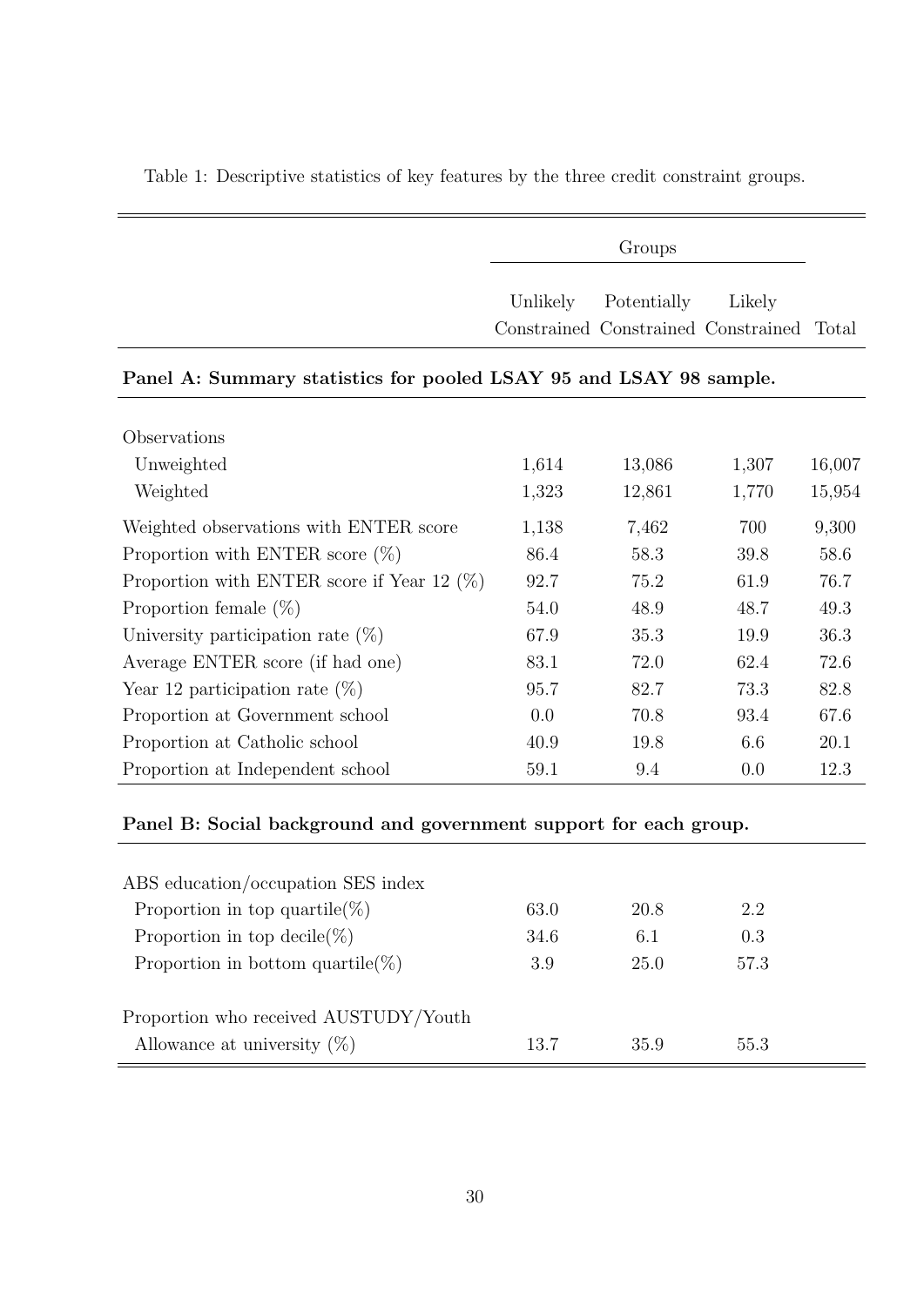Table 1: Descriptive statistics of key features by the three credit constraint groups.

| | Groups | | | |
|---|---|---|---|---|
| | Unlikely Constrained | Potentially Constrained | Likely Constrained | Total |
| **Panel A: Summary statistics for pooled LSAY 95 and LSAY 98 sample.** | | | | |
| Observations | | | | |
| Unweighted | 1,614 | 13,086 | 1,307 | 16,007 |
| Weighted | 1,323 | 12,861 | 1,770 | 15,954 |
| Weighted observations with ENTER score | 1,138 | 7,462 | 700 | 9,300 |
| Proportion with ENTER score (%) | 86.4 | 58.3 | 39.8 | 58.6 |
| Proportion with ENTER score if Year 12 (%) | 92.7 | 75.2 | 61.9 | 76.7 |
| Proportion female (%) | 54.0 | 48.9 | 48.7 | 49.3 |
| University participation rate (%) | 67.9 | 35.3 | 19.9 | 36.3 |
| Average ENTER score (if had one) | 83.1 | 72.0 | 62.4 | 72.6 |
| Year 12 participation rate (%) | 95.7 | 82.7 | 73.3 | 82.8 |
| Proportion at Government school | 0.0 | 70.8 | 93.4 | 67.6 |
| Proportion at Catholic school | 40.9 | 19.8 | 6.6 | 20.1 |
| Proportion at Independent school | 59.1 | 9.4 | 0.0 | 12.3 |
| **Panel B: Social background and government support for each group.** | | | | |
| ABS education/occupation SES index | | | | |
| Proportion in top quartile(%) | 63.0 | 20.8 | 2.2 | |
| Proportion in top decile(%) | 34.6 | 6.1 | 0.3 | |
| Proportion in bottom quartile(%) | 3.9 | 25.0 | 57.3 | |
| Proportion who received AUSTUDY/Youth Allowance at university (%) | 13.7 | 35.9 | 55.3 | |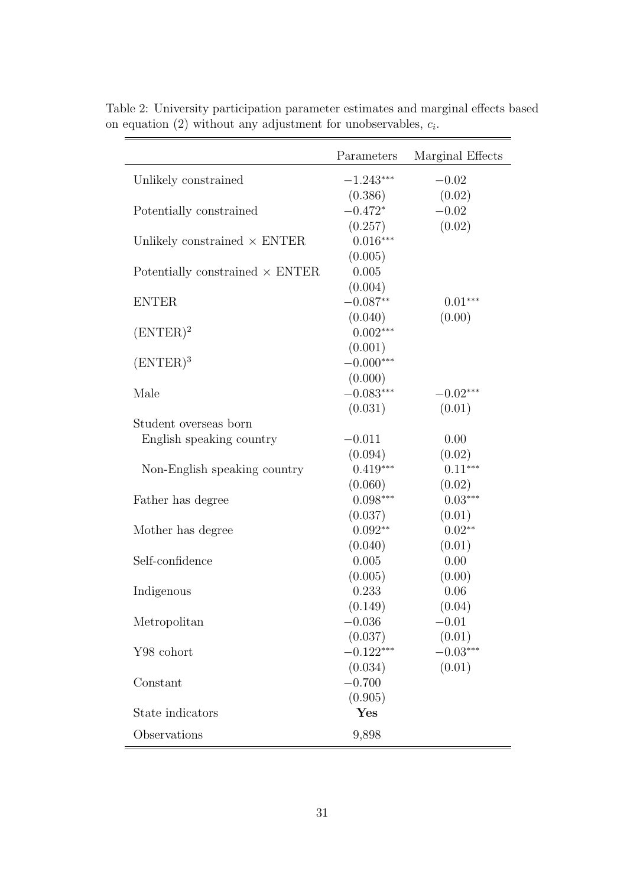Table 2: University participation parameter estimates and marginal effects based on equation (2) without any adjustment for unobservables, $c_i$.

| | Parameters | Marginal Effects |
|---|---|---|
| Unlikely constrained | $-1.243^{***}$ | $-0.02$ |
| | (0.386) | (0.02) |
| Potentially constrained | $-0.472^{*}$ | $-0.02$ |
| | (0.257) | (0.02) |
| Unlikely constrained × ENTER | $0.016^{***}$ | |
| | (0.005) | |
| Potentially constrained × ENTER | 0.005 | |
| | (0.004) | |
| ENTER | $-0.087^{**}$ | $0.01^{***}$ |
| | (0.040) | (0.00) |
| $(\text{ENTER})^2$ | $0.002^{***}$ | |
| | (0.001) | |
| $(\text{ENTER})^3$ | $-0.000^{***}$ | |
| | (0.000) | |
| Male | $-0.083^{***}$ | $-0.02^{***}$ |
| | (0.031) | (0.01) |
| Student overseas born | | |
| English speaking country | $-0.011$ | 0.00 |
| | (0.094) | (0.02) |
| Non-English speaking country | $0.419^{***}$ | $0.11^{***}$ |
| | (0.060) | (0.02) |
| Father has degree | $0.098^{***}$ | $0.03^{***}$ |
| | (0.037) | (0.01) |
| Mother has degree | $0.092^{**}$ | $0.02^{**}$ |
| | (0.040) | (0.01) |
| Self-confidence | 0.005 | 0.00 |
| | (0.005) | (0.00) |
| Indigenous | 0.233 | 0.06 |
| | (0.149) | (0.04) |
| Metropolitan | $-0.036$ | $-0.01$ |
| | (0.037) | (0.01) |
| Y98 cohort | $-0.122^{***}$ | $-0.03^{***}$ |
| | (0.034) | (0.01) |
| Constant | $-0.700$ | |
| | (0.905) | |
| State indicators | **Yes** | |
| Observations | 9,898 | |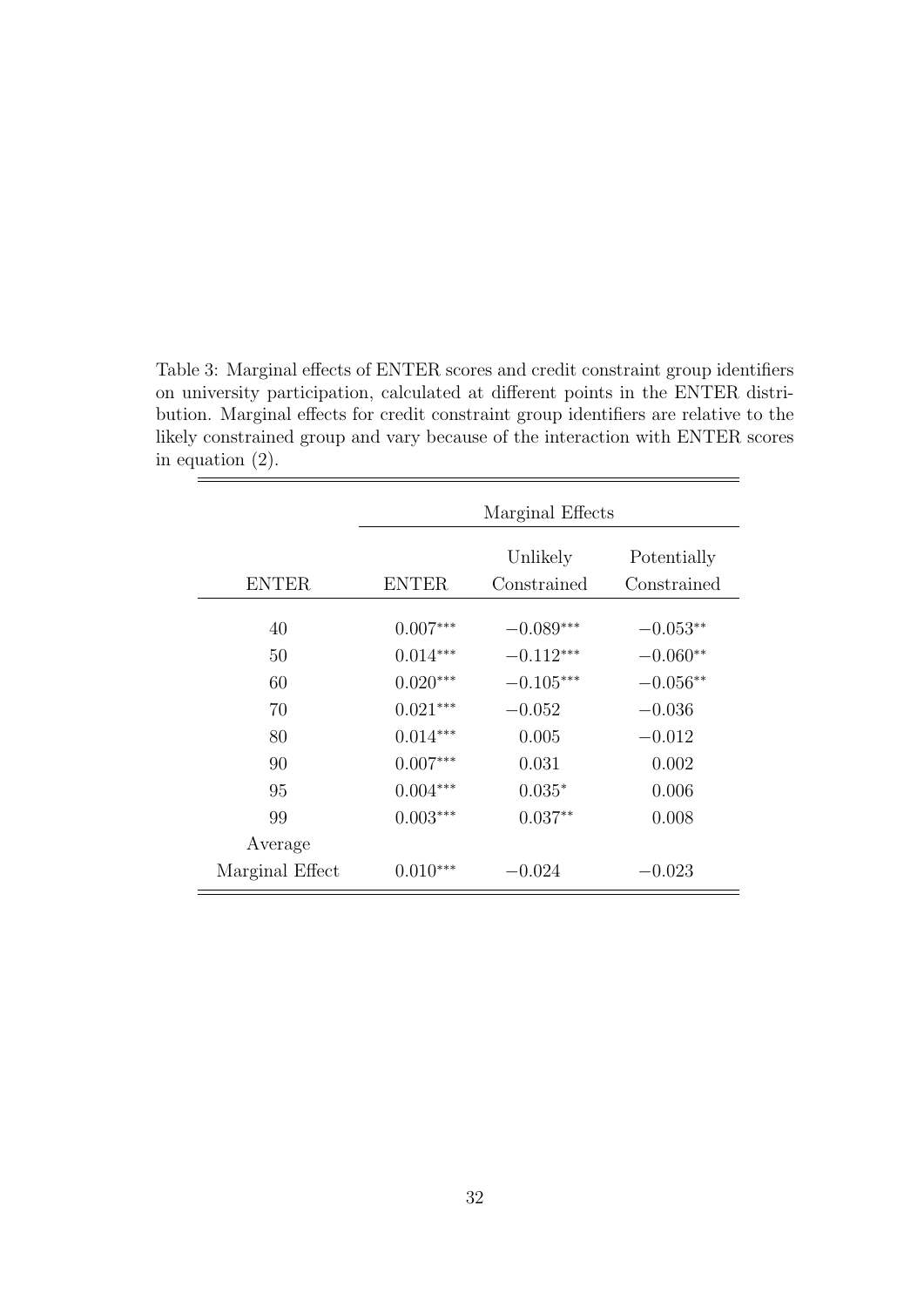Table 3: Marginal effects of ENTER scores and credit constraint group identifiers on university participation, calculated at different points in the ENTER distribution. Marginal effects for credit constraint group identifiers are relative to the likely constrained group and vary because of the interaction with ENTER scores in equation (2).

| | Marginal Effects | | |
|---|---|---|---|
| ENTER | ENTER | Unlikely Constrained | Potentially Constrained |
| 40 | $0.007^{***}$ | $-0.089^{***}$ | $-0.053^{**}$ |
| 50 | $0.014^{***}$ | $-0.112^{***}$ | $-0.060^{**}$ |
| 60 | $0.020^{***}$ | $-0.105^{***}$ | $-0.056^{**}$ |
| 70 | $0.021^{***}$ | $-0.052$ | $-0.036$ |
| 80 | $0.014^{***}$ | $0.005$ | $-0.012$ |
| 90 | $0.007^{***}$ | $0.031$ | $0.002$ |
| 95 | $0.004^{***}$ | $0.035^{*}$ | $0.006$ |
| 99 | $0.003^{***}$ | $0.037^{**}$ | $0.008$ |
| Average Marginal Effect | $0.010^{***}$ | $-0.024$ | $-0.023$ |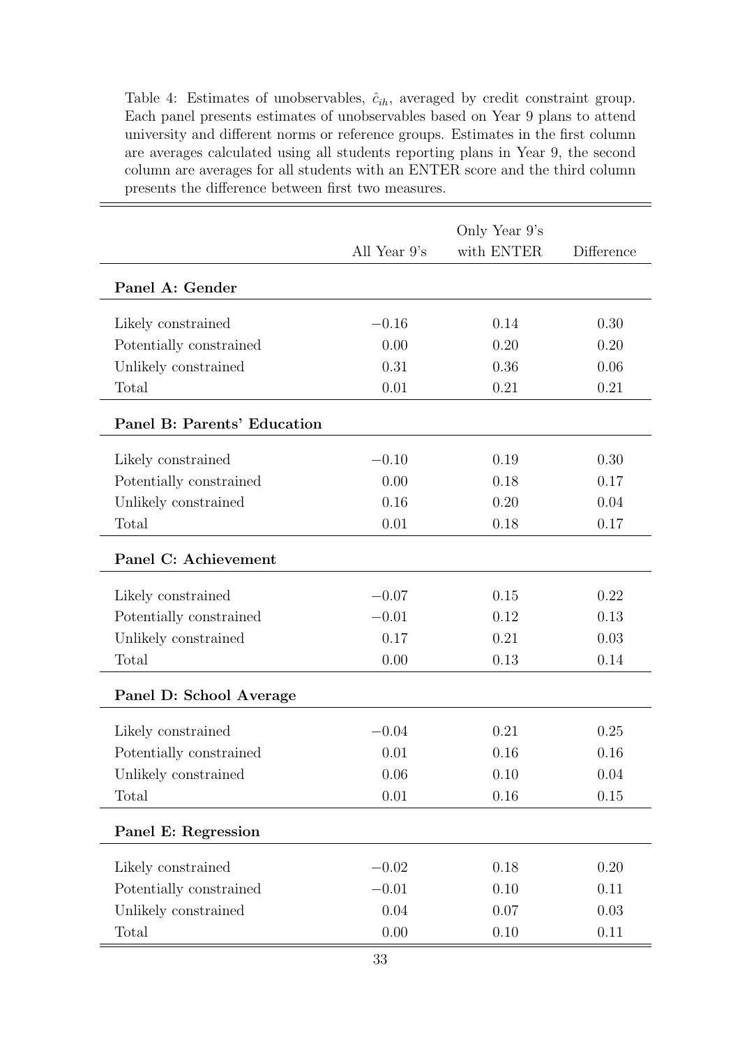Table 4: Estimates of unobservables, $\hat{c}_{ih}$, averaged by credit constraint group. Each panel presents estimates of unobservables based on Year 9 plans to attend university and different norms or reference groups. Estimates in the first column are averages calculated using all students reporting plans in Year 9, the second column are averages for all students with an ENTER score and the third column presents the difference between first two measures.

| | All Year 9's | Only Year 9's with ENTER | Difference |
|---|---|---|---|
| **Panel A: Gender** | | | |
| Likely constrained | −0.16 | 0.14 | 0.30 |
| Potentially constrained | 0.00 | 0.20 | 0.20 |
| Unlikely constrained | 0.31 | 0.36 | 0.06 |
| Total | 0.01 | 0.21 | 0.21 |
| **Panel B: Parents' Education** | | | |
| Likely constrained | −0.10 | 0.19 | 0.30 |
| Potentially constrained | 0.00 | 0.18 | 0.17 |
| Unlikely constrained | 0.16 | 0.20 | 0.04 |
| Total | 0.01 | 0.18 | 0.17 |
| **Panel C: Achievement** | | | |
| Likely constrained | −0.07 | 0.15 | 0.22 |
| Potentially constrained | −0.01 | 0.12 | 0.13 |
| Unlikely constrained | 0.17 | 0.21 | 0.03 |
| Total | 0.00 | 0.13 | 0.14 |
| **Panel D: School Average** | | | |
| Likely constrained | −0.04 | 0.21 | 0.25 |
| Potentially constrained | 0.01 | 0.16 | 0.16 |
| Unlikely constrained | 0.06 | 0.10 | 0.04 |
| Total | 0.01 | 0.16 | 0.15 |
| **Panel E: Regression** | | | |
| Likely constrained | −0.02 | 0.18 | 0.20 |
| Potentially constrained | −0.01 | 0.10 | 0.11 |
| Unlikely constrained | 0.04 | 0.07 | 0.03 |
| Total | 0.00 | 0.10 | 0.11 |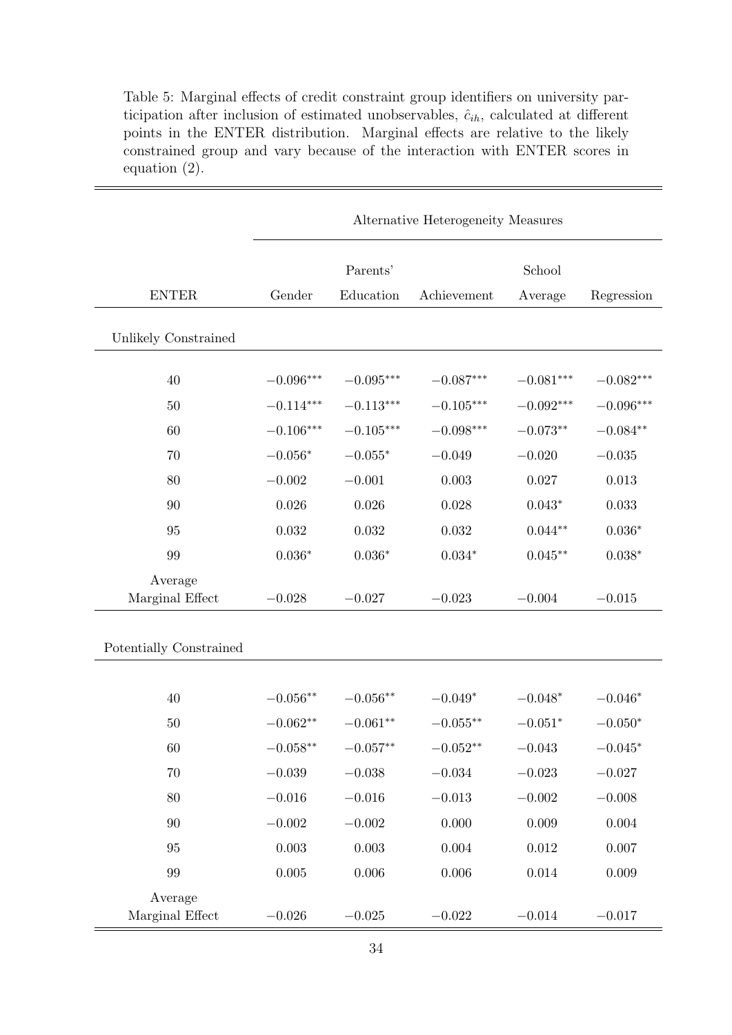Table 5: Marginal effects of credit constraint group identifiers on university participation after inclusion of estimated unobservables, $\hat{c}_{ih}$, calculated at different points in the ENTER distribution. Marginal effects are relative to the likely constrained group and vary because of the interaction with ENTER scores in equation (2).

| | Alternative Heterogeneity Measures | | | | |
|---|---|---|---|---|---|
| ENTER | Gender | Parents' Education | Achievement | School Average | Regression |
| **Unlikely Constrained** | | | | | |
| 40 | $-0.096^{***}$ | $-0.095^{***}$ | $-0.087^{***}$ | $-0.081^{***}$ | $-0.082^{***}$ |
| 50 | $-0.114^{***}$ | $-0.113^{***}$ | $-0.105^{***}$ | $-0.092^{***}$ | $-0.096^{***}$ |
| 60 | $-0.106^{***}$ | $-0.105^{***}$ | $-0.098^{***}$ | $-0.073^{**}$ | $-0.084^{**}$ |
| 70 | $-0.056^{*}$ | $-0.055^{*}$ | $-0.049$ | $-0.020$ | $-0.035$ |
| 80 | $-0.002$ | $-0.001$ | $0.003$ | $0.027$ | $0.013$ |
| 90 | $0.026$ | $0.026$ | $0.028$ | $0.043^{*}$ | $0.033$ |
| 95 | $0.032$ | $0.032$ | $0.032$ | $0.044^{**}$ | $0.036^{*}$ |
| 99 | $0.036^{*}$ | $0.036^{*}$ | $0.034^{*}$ | $0.045^{**}$ | $0.038^{*}$ |
| Average Marginal Effect | $-0.028$ | $-0.027$ | $-0.023$ | $-0.004$ | $-0.015$ |
| **Potentially Constrained** | | | | | |
| 40 | $-0.056^{**}$ | $-0.056^{**}$ | $-0.049^{*}$ | $-0.048^{*}$ | $-0.046^{*}$ |
| 50 | $-0.062^{**}$ | $-0.061^{**}$ | $-0.055^{**}$ | $-0.051^{*}$ | $-0.050^{*}$ |
| 60 | $-0.058^{**}$ | $-0.057^{**}$ | $-0.052^{**}$ | $-0.043$ | $-0.045^{*}$ |
| 70 | $-0.039$ | $-0.038$ | $-0.034$ | $-0.023$ | $-0.027$ |
| 80 | $-0.016$ | $-0.016$ | $-0.013$ | $-0.002$ | $-0.008$ |
| 90 | $-0.002$ | $-0.002$ | $0.000$ | $0.009$ | $0.004$ |
| 95 | $0.003$ | $0.003$ | $0.004$ | $0.012$ | $0.007$ |
| 99 | $0.005$ | $0.006$ | $0.006$ | $0.014$ | $0.009$ |
| Average Marginal Effect | $-0.026$ | $-0.025$ | $-0.022$ | $-0.014$ | $-0.017$ |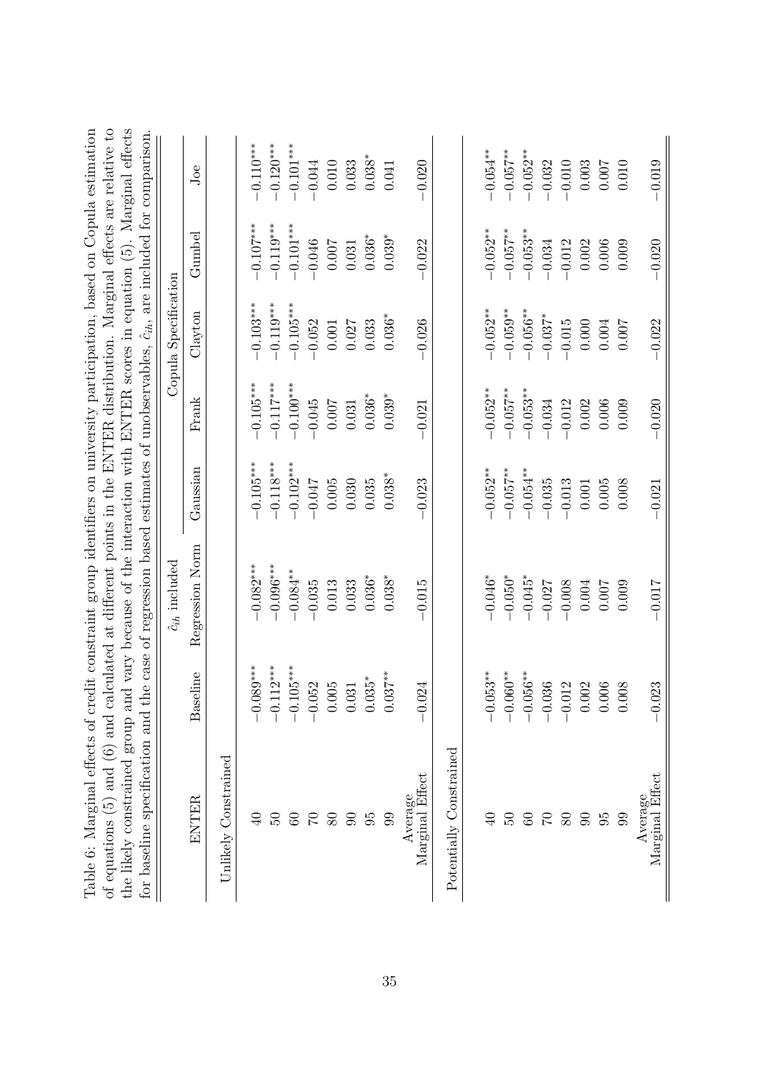Table 6: Marginal effects of credit constraint group identifiers on university participation, based on Copula estimation of equations (5) and (6) and calculated at different points in the ENTER distribution. Marginal effects are relative to the likely constrained group and vary because of the interaction with ENTER scores in equation (5). Marginal effects for baseline specification and the case of regression based estimates of unobservables, $\hat{c}_{ih}$, are included for comparison.

| ENTER | Baseline | $\hat{c}_{ih}$ included | Copula Specification | | | | |
|---|---|---|---|---|---|---|---|
| | | Regression Norm | Gaussian | Frank | Clayton | Gumbel | Joe |
| Unlikely Constrained | | | | | | | |
| 40 | $-0.089^{***}$ | $-0.082^{***}$ | $-0.105^{***}$ | $-0.105^{***}$ | $-0.103^{***}$ | $-0.107^{***}$ | $-0.110^{***}$ |
| 50 | $-0.112^{***}$ | $-0.096^{***}$ | $-0.118^{***}$ | $-0.117^{***}$ | $-0.119^{***}$ | $-0.119^{***}$ | $-0.120^{***}$ |
| 60 | $-0.105^{***}$ | $-0.084^{**}$ | $-0.102^{***}$ | $-0.100^{***}$ | $-0.105^{***}$ | $-0.101^{***}$ | $-0.101^{***}$ |
| 70 | $-0.052$ | $-0.035$ | $-0.047$ | $-0.045$ | $-0.052$ | $-0.046$ | $-0.044$ |
| 80 | $0.005$ | $0.013$ | $0.005$ | $0.007$ | $0.001$ | $0.007$ | $0.010$ |
| 90 | $0.031$ | $0.033$ | $0.030$ | $0.031$ | $0.027$ | $0.031$ | $0.033$ |
| 95 | $0.035^{*}$ | $0.036^{*}$ | $0.035$ | $0.036^{*}$ | $0.033$ | $0.036^{*}$ | $0.038^{*}$ |
| 99 | $0.037^{**}$ | $0.038^{*}$ | $0.038^{*}$ | $0.039^{*}$ | $0.036^{*}$ | $0.039^{*}$ | $0.041$ |
| Average Marginal Effect | $-0.024$ | $-0.015$ | $-0.023$ | $-0.021$ | $-0.026$ | $-0.022$ | $-0.020$ |
| Potentially Constrained | | | | | | | |
| 40 | $-0.053^{**}$ | $-0.046^{*}$ | $-0.052^{**}$ | $-0.052^{**}$ | $-0.052^{**}$ | $-0.052^{**}$ | $-0.054^{**}$ |
| 50 | $-0.060^{**}$ | $-0.050^{*}$ | $-0.057^{**}$ | $-0.057^{**}$ | $-0.059^{**}$ | $-0.057^{**}$ | $-0.057^{**}$ |
| 60 | $-0.056^{**}$ | $-0.045^{*}$ | $-0.054^{**}$ | $-0.053^{**}$ | $-0.056^{**}$ | $-0.053^{**}$ | $-0.052^{**}$ |
| 70 | $-0.036$ | $-0.027$ | $-0.035$ | $-0.034$ | $-0.037^{*}$ | $-0.034$ | $-0.032$ |
| 80 | $-0.012$ | $-0.008$ | $-0.013$ | $-0.012$ | $-0.015$ | $-0.012$ | $-0.010$ |
| 90 | $0.002$ | $0.004$ | $0.001$ | $0.002$ | $0.000$ | $0.002$ | $0.003$ |
| 95 | $0.006$ | $0.007$ | $0.005$ | $0.006$ | $0.004$ | $0.006$ | $0.007$ |
| 99 | $0.008$ | $0.009$ | $0.008$ | $0.009$ | $0.007$ | $0.009$ | $0.010$ |
| Average Marginal Effect | $-0.023$ | $-0.017$ | $-0.021$ | $-0.020$ | $-0.022$ | $-0.020$ | $-0.019$ |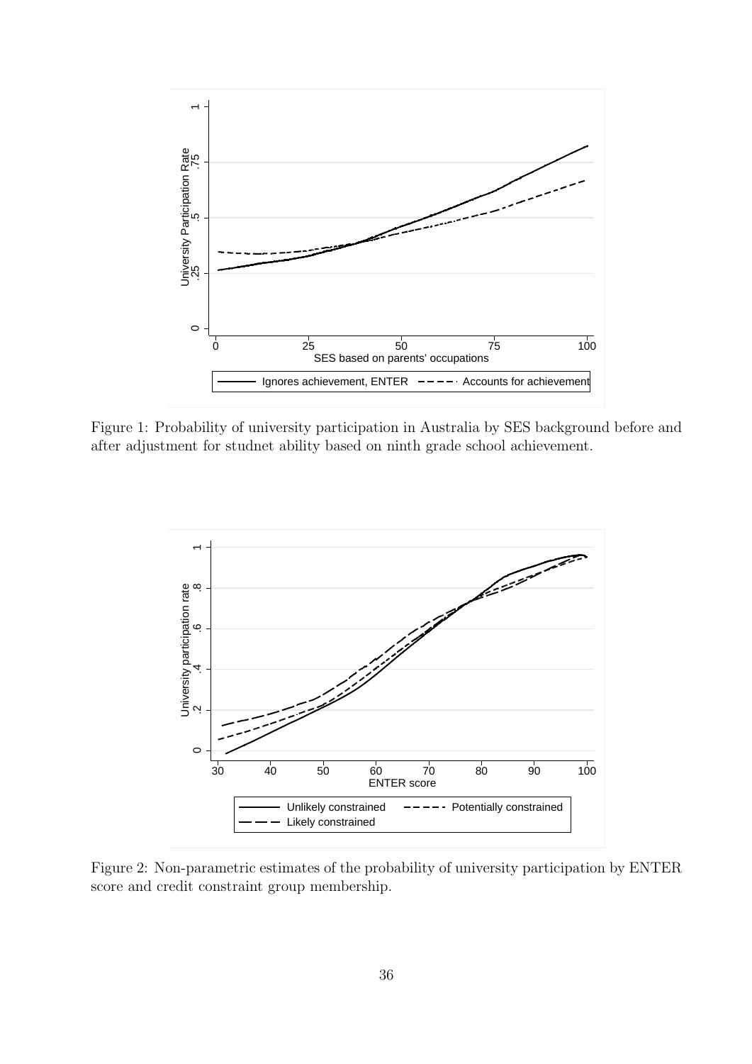Figure 1: Probability of university participation in Australia by SES background before and after adjustment for studnet ability based on ninth grade school achievement.

Figure 2: Non-parametric estimates of the probability of university participation by ENTER score and credit constraint group membership.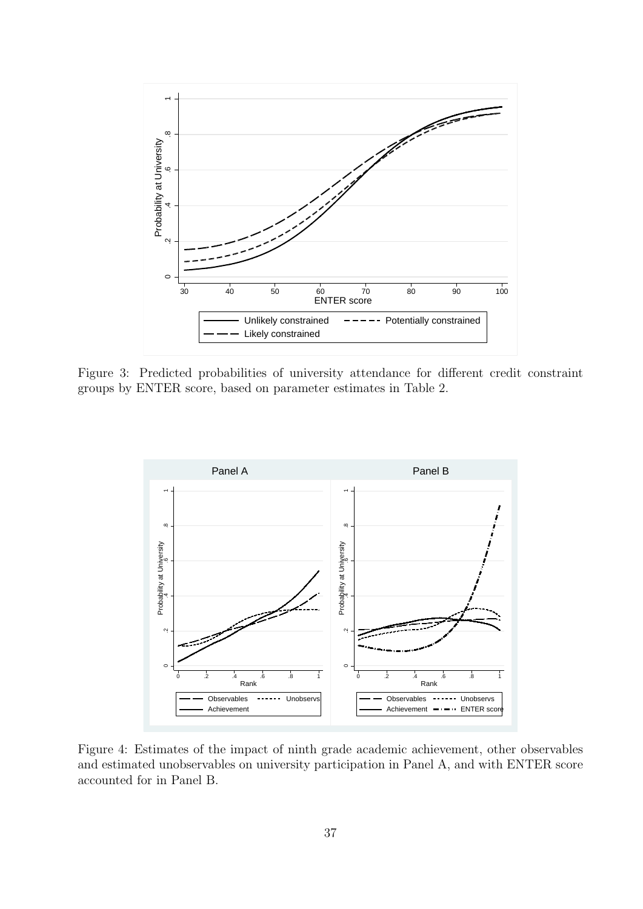Figure 3: Predicted probabilities of university attendance for different credit constraint groups by ENTER score, based on parameter estimates in Table 2.

Figure 4: Estimates of the impact of ninth grade academic achievement, other observables and estimated unobservables on university participation in Panel A, and with ENTER score accounted for in Panel B.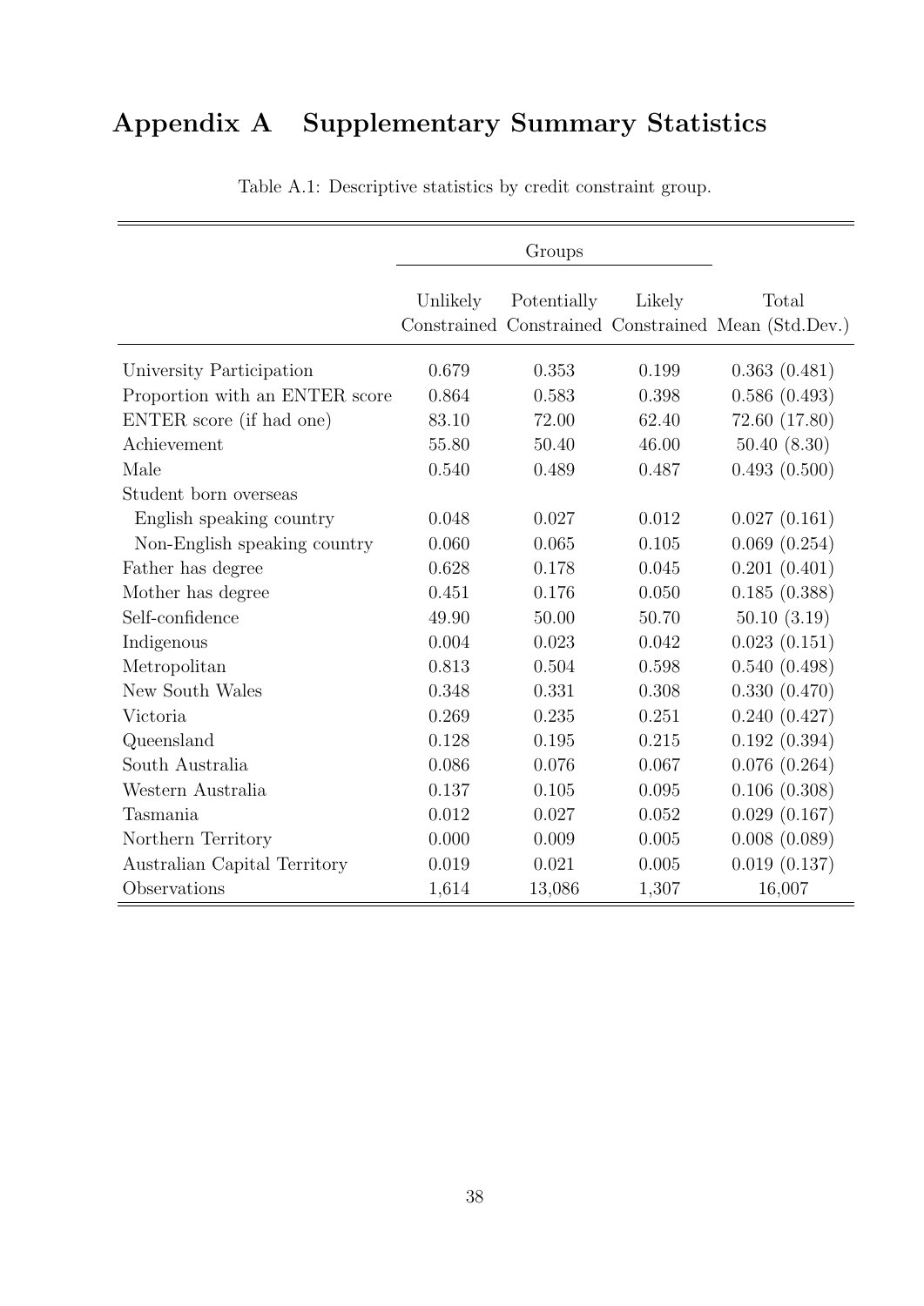# Appendix A Supplementary Summary Statistics

Table A.1: Descriptive statistics by credit constraint group.

| | Groups | | | |
|---|---|---|---|---|
| | Unlikely Constrained | Potentially Constrained | Likely Constrained | Total Mean (Std.Dev.) |
| University Participation | 0.679 | 0.353 | 0.199 | 0.363 (0.481) |
| Proportion with an ENTER score | 0.864 | 0.583 | 0.398 | 0.586 (0.493) |
| ENTER score (if had one) | 83.10 | 72.00 | 62.40 | 72.60 (17.80) |
| Achievement | 55.80 | 50.40 | 46.00 | 50.40 (8.30) |
| Male | 0.540 | 0.489 | 0.487 | 0.493 (0.500) |
| Student born overseas | | | | |
| English speaking country | 0.048 | 0.027 | 0.012 | 0.027 (0.161) |
| Non-English speaking country | 0.060 | 0.065 | 0.105 | 0.069 (0.254) |
| Father has degree | 0.628 | 0.178 | 0.045 | 0.201 (0.401) |
| Mother has degree | 0.451 | 0.176 | 0.050 | 0.185 (0.388) |
| Self-confidence | 49.90 | 50.00 | 50.70 | 50.10 (3.19) |
| Indigenous | 0.004 | 0.023 | 0.042 | 0.023 (0.151) |
| Metropolitan | 0.813 | 0.504 | 0.598 | 0.540 (0.498) |
| New South Wales | 0.348 | 0.331 | 0.308 | 0.330 (0.470) |
| Victoria | 0.269 | 0.235 | 0.251 | 0.240 (0.427) |
| Queensland | 0.128 | 0.195 | 0.215 | 0.192 (0.394) |
| South Australia | 0.086 | 0.076 | 0.067 | 0.076 (0.264) |
| Western Australia | 0.137 | 0.105 | 0.095 | 0.106 (0.308) |
| Tasmania | 0.012 | 0.027 | 0.052 | 0.029 (0.167) |
| Northern Territory | 0.000 | 0.009 | 0.005 | 0.008 (0.089) |
| Australian Capital Territory | 0.019 | 0.021 | 0.005 | 0.019 (0.137) |
| Observations | 1,614 | 13,086 | 1,307 | 16,007 |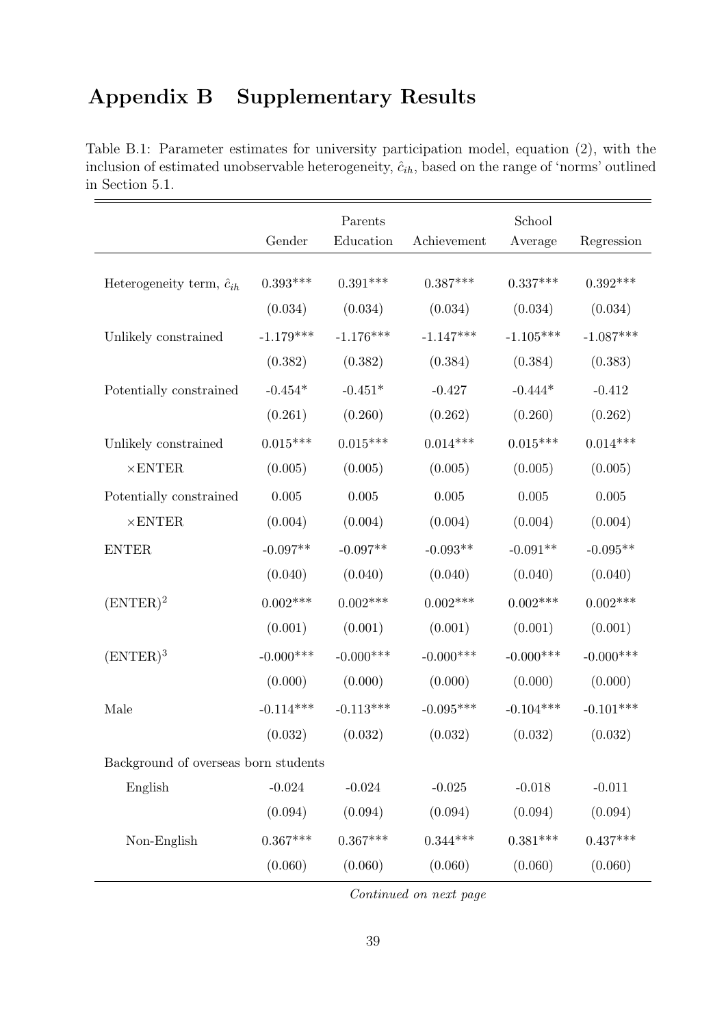# Appendix B Supplementary Results

Table B.1: Parameter estimates for university participation model, equation (2), with the inclusion of estimated unobservable heterogeneity, $\hat{c}_{ih}$, based on the range of 'norms' outlined in Section 5.1.

| | Gender | Parents Education | Achievement | School Average | Regression |
|---|---|---|---|---|---|
| Heterogeneity term, $\hat{c}_{ih}$ | 0.393*** | 0.391*** | 0.387*** | 0.337*** | 0.392*** |
| | (0.034) | (0.034) | (0.034) | (0.034) | (0.034) |
| Unlikely constrained | -1.179*** | -1.176*** | -1.147*** | -1.105*** | -1.087*** |
| | (0.382) | (0.382) | (0.384) | (0.384) | (0.383) |
| Potentially constrained | -0.454* | -0.451* | -0.427 | -0.444* | -0.412 |
| | (0.261) | (0.260) | (0.262) | (0.260) | (0.262) |
| Unlikely constrained ×ENTER | 0.015*** | 0.015*** | 0.014*** | 0.015*** | 0.014*** |
| | (0.005) | (0.005) | (0.005) | (0.005) | (0.005) |
| Potentially constrained ×ENTER | 0.005 | 0.005 | 0.005 | 0.005 | 0.005 |
| | (0.004) | (0.004) | (0.004) | (0.004) | (0.004) |
| ENTER | -0.097** | -0.097** | -0.093** | -0.091** | -0.095** |
| | (0.040) | (0.040) | (0.040) | (0.040) | (0.040) |
| $(\text{ENTER})^2$ | 0.002*** | 0.002*** | 0.002*** | 0.002*** | 0.002*** |
| | (0.001) | (0.001) | (0.001) | (0.001) | (0.001) |
| $(\text{ENTER})^3$ | -0.000*** | -0.000*** | -0.000*** | -0.000*** | -0.000*** |
| | (0.000) | (0.000) | (0.000) | (0.000) | (0.000) |
| Male | -0.114*** | -0.113*** | -0.095*** | -0.104*** | -0.101*** |
| | (0.032) | (0.032) | (0.032) | (0.032) | (0.032) |
| Background of overseas born students | | | | | |
| English | -0.024 | -0.024 | -0.025 | -0.018 | -0.011 |
| | (0.094) | (0.094) | (0.094) | (0.094) | (0.094) |
| Non-English | 0.367*** | 0.367*** | 0.344*** | 0.381*** | 0.437*** |
| | (0.060) | (0.060) | (0.060) | (0.060) | (0.060) |

*Continued on next page*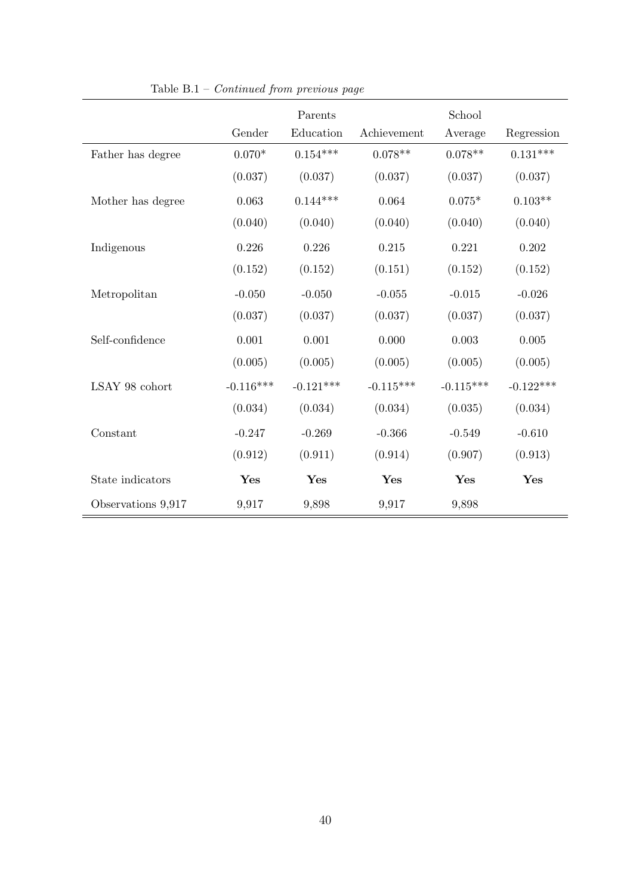Table B.1 – *Continued from previous page*

| | Gender | Parents Education | Achievement | School Average | Regression |
|---|---|---|---|---|---|
| Father has degree | 0.070* | 0.154*** | 0.078** | 0.078** | 0.131*** |
| | (0.037) | (0.037) | (0.037) | (0.037) | (0.037) |
| Mother has degree | 0.063 | 0.144*** | 0.064 | 0.075* | 0.103** |
| | (0.040) | (0.040) | (0.040) | (0.040) | (0.040) |
| Indigenous | 0.226 | 0.226 | 0.215 | 0.221 | 0.202 |
| | (0.152) | (0.152) | (0.151) | (0.152) | (0.152) |
| Metropolitan | -0.050 | -0.050 | -0.055 | -0.015 | -0.026 |
| | (0.037) | (0.037) | (0.037) | (0.037) | (0.037) |
| Self-confidence | 0.001 | 0.001 | 0.000 | 0.003 | 0.005 |
| | (0.005) | (0.005) | (0.005) | (0.005) | (0.005) |
| LSAY 98 cohort | -0.116*** | -0.121*** | -0.115*** | -0.115*** | -0.122*** |
| | (0.034) | (0.034) | (0.034) | (0.035) | (0.034) |
| Constant | -0.247 | -0.269 | -0.366 | -0.549 | -0.610 |
| | (0.912) | (0.911) | (0.914) | (0.907) | (0.913) |
| State indicators | **Yes** | **Yes** | **Yes** | **Yes** | **Yes** |
| Observations 9,917 | 9,917 | 9,898 | 9,917 | 9,898 | |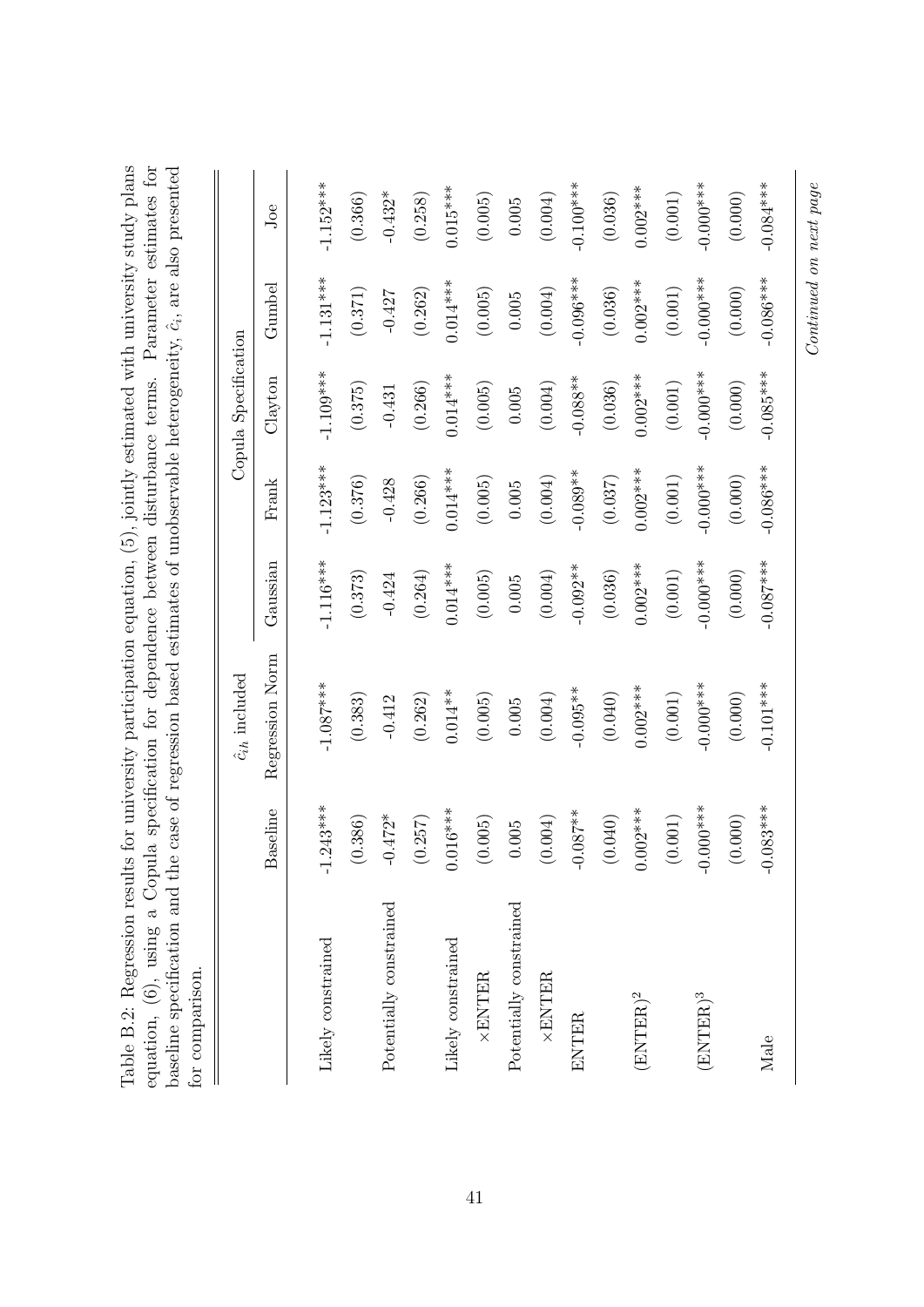Table B.2: Regression results for university participation equation, (5), jointly estimated with university study plans equation, (6), using a Copula specification for dependence between disturbance terms. Parameter estimates for baseline specification and the case of regression based estimates of unobservable heterogeneity, $\hat{c}_i$, are also presented for comparison.

| | | $\hat{c}_{ih}$ included | | | Copula Specification | | |
|---|---|---|---|---|---|---|---|
| | Baseline | Regression Norm | Gaussian | Frank | Clayton | Gumbel | Joe |
| Likely constrained | -1.243*** | -1.087*** | -1.116*** | -1.123*** | -1.109*** | -1.131*** | -1.152*** |
| | (0.386) | (0.383) | (0.373) | (0.376) | (0.375) | (0.371) | (0.366) |
| Potentially constrained | -0.472* | -0.412 | -0.424 | -0.428 | -0.431 | -0.427 | -0.432* |
| | (0.257) | (0.262) | (0.264) | (0.266) | (0.266) | (0.262) | (0.258) |
| Likely constrained | 0.016*** | 0.014** | 0.014*** | 0.014*** | 0.014*** | 0.014*** | 0.015*** |
| ×ENTER | (0.005) | (0.005) | (0.005) | (0.005) | (0.005) | (0.005) | (0.005) |
| Potentially constrained | 0.005 | 0.005 | 0.005 | 0.005 | 0.005 | 0.005 | 0.005 |
| ×ENTER | (0.004) | (0.004) | (0.004) | (0.004) | (0.004) | (0.004) | (0.004) |
| ENTER | -0.087** | -0.095** | -0.092** | -0.089** | -0.088** | -0.096*** | -0.100*** |
| | (0.040) | (0.040) | (0.036) | (0.037) | (0.036) | (0.036) | (0.036) |
| $(\text{ENTER})^2$ | 0.002*** | 0.002*** | 0.002*** | 0.002*** | 0.002*** | 0.002*** | 0.002*** |
| | (0.001) | (0.001) | (0.001) | (0.001) | (0.001) | (0.001) | (0.001) |
| $(\text{ENTER})^3$ | -0.000*** | -0.000*** | -0.000*** | -0.000*** | -0.000*** | -0.000*** | -0.000*** |
| | (0.000) | (0.000) | (0.000) | (0.000) | (0.000) | (0.000) | (0.000) |
| Male | -0.083*** | -0.101*** | -0.087*** | -0.086*** | -0.085*** | -0.086*** | -0.084*** |

*Continued on next page*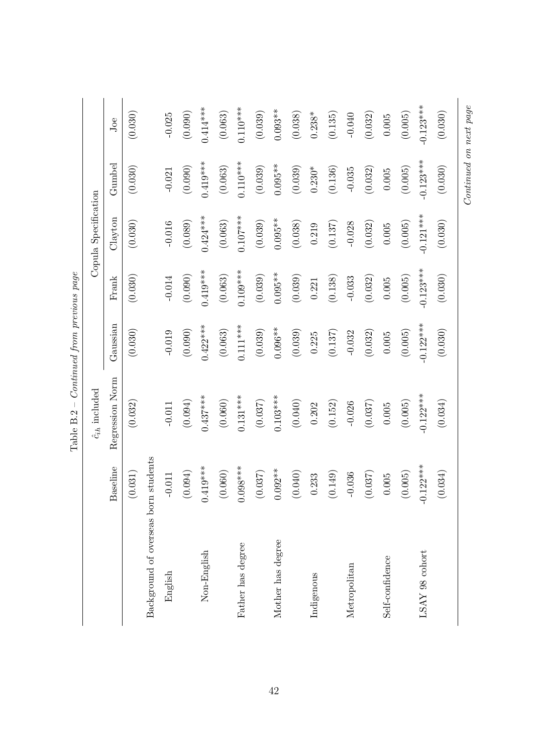Table B.2 – *Continued from previous page*

| | Baseline | $\hat{c}_{ih}$ included<br>Regression Norm | Copula Specification<br>Gaussian | Frank | Clayton | Gumbel | Joe |
|---|---|---|---|---|---|---|---|
| | (0.031) | (0.032) | (0.030) | (0.030) | (0.030) | (0.030) | (0.030) |
| Background of overseas born students | | | | | | | |
| English | -0.011 | -0.011 | -0.019 | -0.014 | -0.016 | -0.021 | -0.025 |
| | (0.094) | (0.094) | (0.090) | (0.090) | (0.089) | (0.090) | (0.090) |
| Non-English | 0.419*** | 0.437*** | 0.422*** | 0.419*** | 0.424*** | 0.419*** | 0.414*** |
| | (0.060) | (0.060) | (0.063) | (0.063) | (0.063) | (0.063) | (0.063) |
| Father has degree | 0.098*** | 0.131*** | 0.111*** | 0.109*** | 0.107*** | 0.110*** | 0.110*** |
| | (0.037) | (0.037) | (0.039) | (0.039) | (0.039) | (0.039) | (0.039) |
| Mother has degree | 0.092** | 0.103*** | 0.096** | 0.095** | 0.095** | 0.095** | 0.093** |
| | (0.040) | (0.040) | (0.039) | (0.039) | (0.038) | (0.039) | (0.038) |
| Indigenous | 0.233 | 0.202 | 0.225 | 0.221 | 0.219 | 0.230* | 0.238* |
| | (0.149) | (0.152) | (0.137) | (0.138) | (0.137) | (0.136) | (0.135) |
| Metropolitan | -0.036 | -0.026 | -0.032 | -0.033 | -0.028 | -0.035 | -0.040 |
| | (0.037) | (0.037) | (0.032) | (0.032) | (0.032) | (0.032) | (0.032) |
| Self-confidence | 0.005 | 0.005 | 0.005 | 0.005 | 0.005 | 0.005 | 0.005 |
| | (0.005) | (0.005) | (0.005) | (0.005) | (0.005) | (0.005) | (0.005) |
| LSAY 98 cohort | -0.122*** | -0.122*** | -0.122*** | -0.123*** | -0.121*** | -0.123*** | -0.123*** |
| | (0.034) | (0.034) | (0.030) | (0.030) | (0.030) | (0.030) | (0.030) |

*Continued on next page*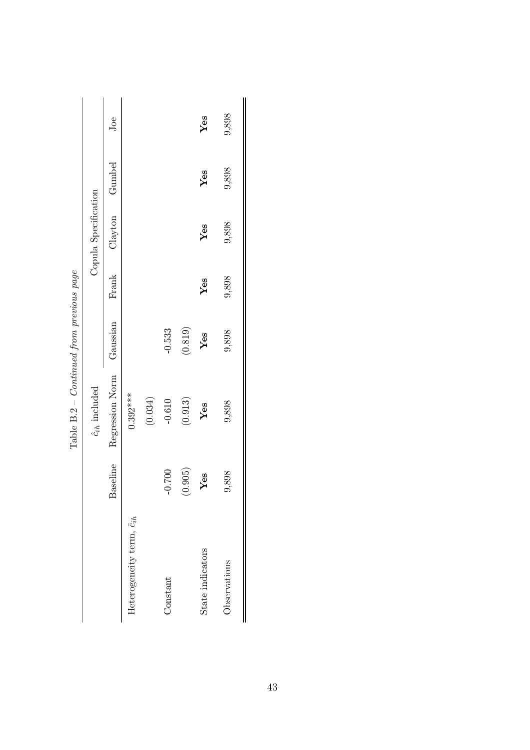Table B.2 – *Continued from previous page*

| | Baseline | $\hat{c}_{ih}$ included | Copula Specification | | | | |
|---|---|---|---|---|---|---|---|
| | | Regression Norm | Gaussian | Frank | Clayton | Gumbel | Joe |
| Heterogeneity term, $\hat{c}_{ih}$ | | 0.392*** | | | | | |
| | | (0.034) | | | | | |
| Constant | -0.700 | -0.610 | -0.533 | | | | |
| | (0.905) | (0.913) | (0.819) | | | | |
| State indicators | **Yes** | **Yes** | **Yes** | **Yes** | **Yes** | **Yes** | **Yes** |
| Observations | 9,898 | 9,898 | 9,898 | 9,898 | 9,898 | 9,898 | 9,898 |